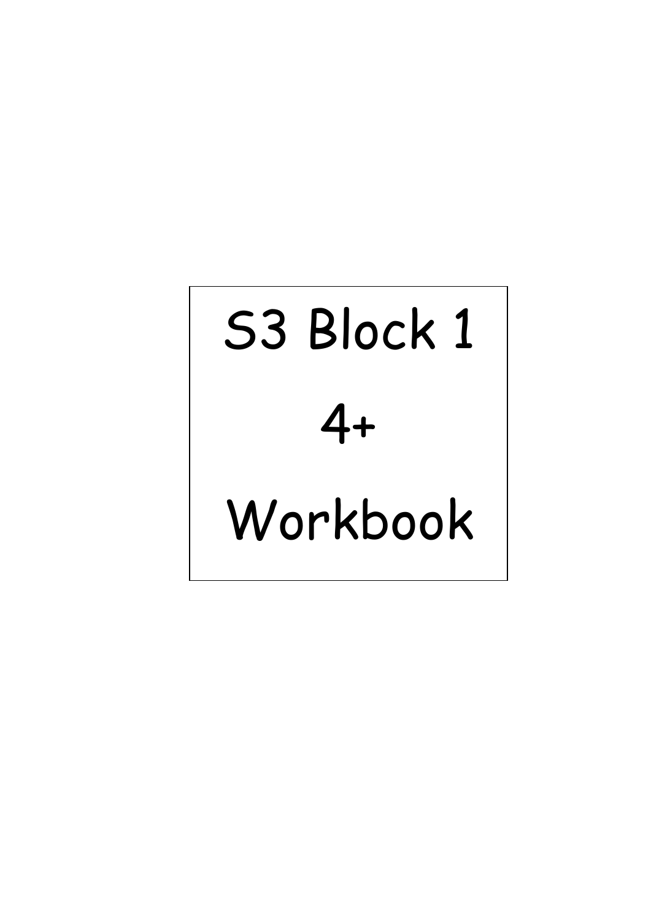# S3 Block 1

# 4+

# Workbook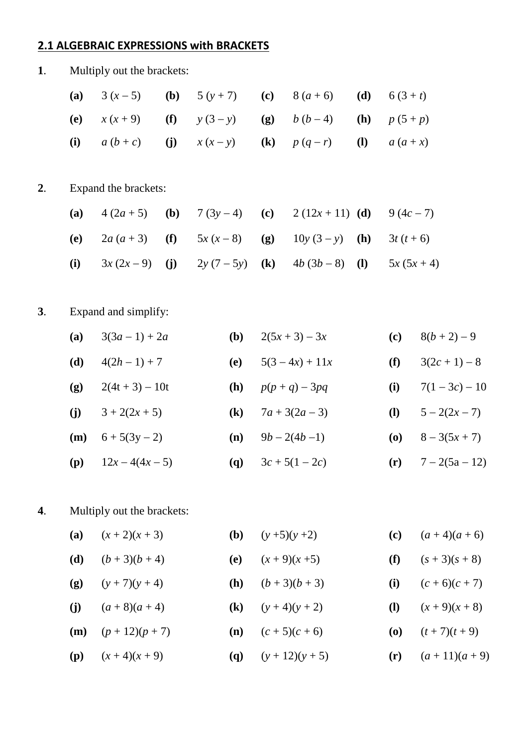## 2.1 ALGEBRAIC EXPRESSIONS with BRACKETS

**1**. Multiply out the brackets:

| | | | | | | | |
|---|---|---|---|---|---|---|---|
| **(a)** | $3(x - 5)$ | **(b)** | $5(y + 7)$ | **(c)** | $8(a + 6)$ | **(d)** | $6(3 + t)$ |
| **(e)** | $x(x + 9)$ | **(f)** | $y(3 - y)$ | **(g)** | $b(b - 4)$ | **(h)** | $p(5 + p)$ |
| **(i)** | $a(b + c)$ | **(j)** | $x(x - y)$ | **(k)** | $p(q - r)$ | **(l)** | $a(a + x)$ |

**2**. Expand the brackets:

| | | | | | | | |
|---|---|---|---|---|---|---|---|
| **(a)** | $4(2a + 5)$ | **(b)** | $7(3y - 4)$ | **(c)** | $2(12x + 11)$ | **(d)** | $9(4c - 7)$ |
| **(e)** | $2a(a + 3)$ | **(f)** | $5x(x - 8)$ | **(g)** | $10y(3 - y)$ | **(h)** | $3t(t + 6)$ |
| **(i)** | $3x(2x - 9)$ | **(j)** | $2y(7 - 5y)$ | **(k)** | $4b(3b - 8)$ | **(l)** | $5x(5x + 4)$ |

**3**. Expand and simplify:

| | | | | | |
|---|---|---|---|---|---|
| **(a)** | $3(3a - 1) + 2a$ | **(b)** | $2(5x + 3) - 3x$ | **(c)** | $8(b + 2) - 9$ |
| **(d)** | $4(2h - 1) + 7$ | **(e)** | $5(3 - 4x) + 11x$ | **(f)** | $3(2c + 1) - 8$ |
| **(g)** | $2(4t + 3) - 10t$ | **(h)** | $p(p + q) - 3pq$ | **(i)** | $7(1 - 3c) - 10$ |
| **(j)** | $3 + 2(2x + 5)$ | **(k)** | $7a + 3(2a - 3)$ | **(l)** | $5 - 2(2x - 7)$ |
| **(m)** | $6 + 5(3y - 2)$ | **(n)** | $9b - 2(4b - 1)$ | **(o)** | $8 - 3(5x + 7)$ |
| **(p)** | $12x - 4(4x - 5)$ | **(q)** | $3c + 5(1 - 2c)$ | **(r)** | $7 - 2(5a - 12)$ |

**4**. Multiply out the brackets:

| | | | | | |
|---|---|---|---|---|---|
| **(a)** | $(x + 2)(x + 3)$ | **(b)** | $(y + 5)(y + 2)$ | **(c)** | $(a + 4)(a + 6)$ |
| **(d)** | $(b + 3)(b + 4)$ | **(e)** | $(x + 9)(x + 5)$ | **(f)** | $(s + 3)(s + 8)$ |
| **(g)** | $(y + 7)(y + 4)$ | **(h)** | $(b + 3)(b + 3)$ | **(i)** | $(c + 6)(c + 7)$ |
| **(j)** | $(a + 8)(a + 4)$ | **(k)** | $(y + 4)(y + 2)$ | **(l)** | $(x + 9)(x + 8)$ |
| **(m)** | $(p + 12)(p + 7)$ | **(n)** | $(c + 5)(c + 6)$ | **(o)** | $(t + 7)(t + 9)$ |
| **(p)** | $(x + 4)(x + 9)$ | **(q)** | $(y + 12)(y + 5)$ | **(r)** | $(a + 11)(a + 9)$ |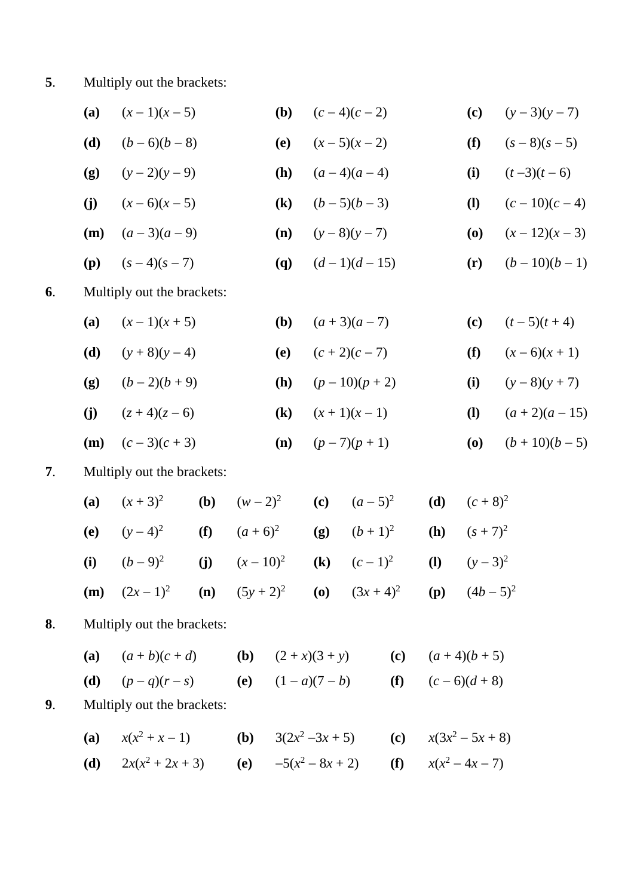**5**. Multiply out the brackets:

**(a)** $(x-1)(x-5)$ **(b)** $(c-4)(c-2)$ **(c)** $(y-3)(y-7)$

**(d)** $(b-6)(b-8)$ **(e)** $(x-5)(x-2)$ **(f)** $(s-8)(s-5)$

**(g)** $(y-2)(y-9)$ **(h)** $(a-4)(a-4)$ **(i)** $(t-3)(t-6)$

**(j)** $(x-6)(x-5)$ **(k)** $(b-5)(b-3)$ **(l)** $(c-10)(c-4)$

**(m)** $(a-3)(a-9)$ **(n)** $(y-8)(y-7)$ **(o)** $(x-12)(x-3)$

**(p)** $(s-4)(s-7)$ **(q)** $(d-1)(d-15)$ **(r)** $(b-10)(b-1)$

**6**. Multiply out the brackets:

**(a)** $(x-1)(x+5)$ **(b)** $(a+3)(a-7)$ **(c)** $(t-5)(t+4)$

**(d)** $(y+8)(y-4)$ **(e)** $(c+2)(c-7)$ **(f)** $(x-6)(x+1)$

**(g)** $(b-2)(b+9)$ **(h)** $(p-10)(p+2)$ **(i)** $(y-8)(y+7)$

**(j)** $(z+4)(z-6)$ **(k)** $(x+1)(x-1)$ **(l)** $(a+2)(a-15)$

**(m)** $(c-3)(c+3)$ **(n)** $(p-7)(p+1)$ **(o)** $(b+10)(b-5)$

**7**. Multiply out the brackets:

**(a)** $(x+3)^2$ **(b)** $(w-2)^2$ **(c)** $(a-5)^2$ **(d)** $(c+8)^2$

**(e)** $(y-4)^2$ **(f)** $(a+6)^2$ **(g)** $(b+1)^2$ **(h)** $(s+7)^2$

**(i)** $(b-9)^2$ **(j)** $(x-10)^2$ **(k)** $(c-1)^2$ **(l)** $(y-3)^2$

**(m)** $(2x-1)^2$ **(n)** $(5y+2)^2$ **(o)** $(3x+4)^2$ **(p)** $(4b-5)^2$

**8**. Multiply out the brackets:

**(a)** $(a+b)(c+d)$ **(b)** $(2+x)(3+y)$ **(c)** $(a+4)(b+5)$

**(d)** $(p-q)(r-s)$ **(e)** $(1-a)(7-b)$ **(f)** $(c-6)(d+8)$

**9**. Multiply out the brackets:

**(a)** $x(x^2+x-1)$ **(b)** $3(2x^2-3x+5)$ **(c)** $x(3x^2-5x+8)$

**(d)** $2x(x^2+2x+3)$ **(e)** $-5(x^2-8x+2)$ **(f)** $x(x^2-4x-7)$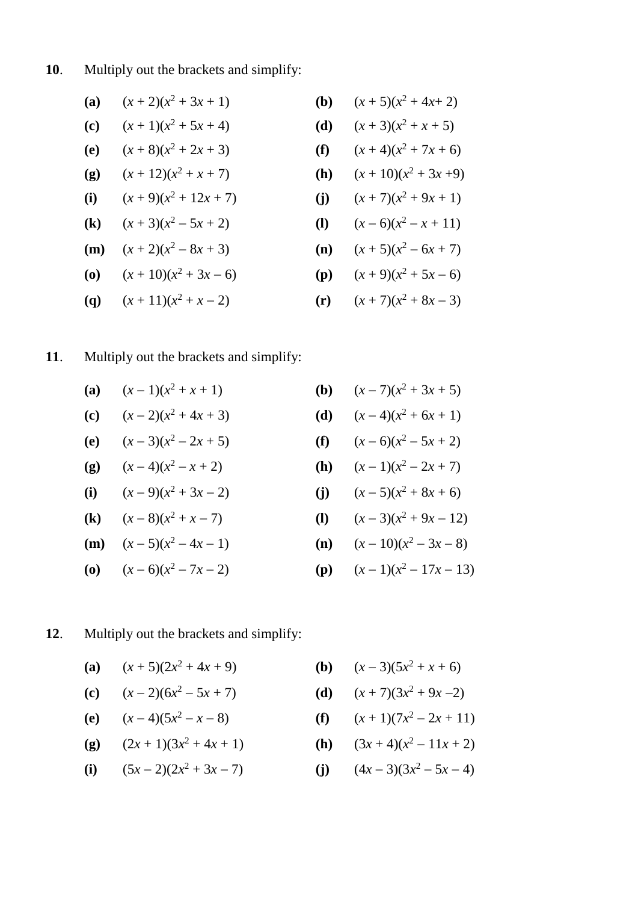**10**. Multiply out the brackets and simplify:

**(a)** $(x + 2)(x^2 + 3x + 1)$ **(b)** $(x + 5)(x^2 + 4x+ 2)$

**(c)** $(x + 1)(x^2 + 5x + 4)$ **(d)** $(x + 3)(x^2 + x + 5)$

**(e)** $(x + 8)(x^2 + 2x + 3)$ **(f)** $(x + 4)(x^2 + 7x + 6)$

**(g)** $(x + 12)(x^2 + x + 7)$ **(h)** $(x + 10)(x^2 + 3x +9)$

**(i)** $(x + 9)(x^2 + 12x + 7)$ **(j)** $(x + 7)(x^2 + 9x + 1)$

**(k)** $(x + 3)(x^2 – 5x + 2)$ **(l)** $(x – 6)(x^2 – x + 11)$

**(m)** $(x + 2)(x^2 – 8x + 3)$ **(n)** $(x + 5)(x^2 – 6x + 7)$

**(o)** $(x + 10)(x^2 + 3x – 6)$ **(p)** $(x + 9)(x^2 + 5x – 6)$

**(q)** $(x + 11)(x^2 + x – 2)$ **(r)** $(x + 7)(x^2 + 8x – 3)$

**11**. Multiply out the brackets and simplify:

**(a)** $(x – 1)(x^2 + x + 1)$ **(b)** $(x – 7)(x^2 + 3x + 5)$

**(c)** $(x – 2)(x^2 + 4x + 3)$ **(d)** $(x – 4)(x^2 + 6x + 1)$

**(e)** $(x – 3)(x^2 – 2x + 5)$ **(f)** $(x – 6)(x^2 – 5x + 2)$

**(g)** $(x – 4)(x^2 – x + 2)$ **(h)** $(x – 1)(x^2 – 2x + 7)$

**(i)** $(x – 9)(x^2 + 3x – 2)$ **(j)** $(x – 5)(x^2 + 8x + 6)$

**(k)** $(x – 8)(x^2 + x – 7)$ **(l)** $(x – 3)(x^2 + 9x – 12)$

**(m)** $(x – 5)(x^2 – 4x – 1)$ **(n)** $(x – 10)(x^2 – 3x – 8)$

**(o)** $(x – 6)(x^2 – 7x – 2)$ **(p)** $(x – 1)(x^2 – 17x – 13)$

**12**. Multiply out the brackets and simplify:

**(a)** $(x + 5)(2x^2 + 4x + 9)$ **(b)** $(x – 3)(5x^2 + x + 6)$

**(c)** $(x – 2)(6x^2 – 5x + 7)$ **(d)** $(x + 7)(3x^2 + 9x –2)$

**(e)** $(x – 4)(5x^2 – x – 8)$ **(f)** $(x + 1)(7x^2 – 2x + 11)$

**(g)** $(2x + 1)(3x^2 + 4x + 1)$ **(h)** $(3x + 4)(x^2 – 11x + 2)$

**(i)** $(5x – 2)(2x^2 + 3x – 7)$ **(j)** $(4x – 3)(3x^2 – 5x – 4)$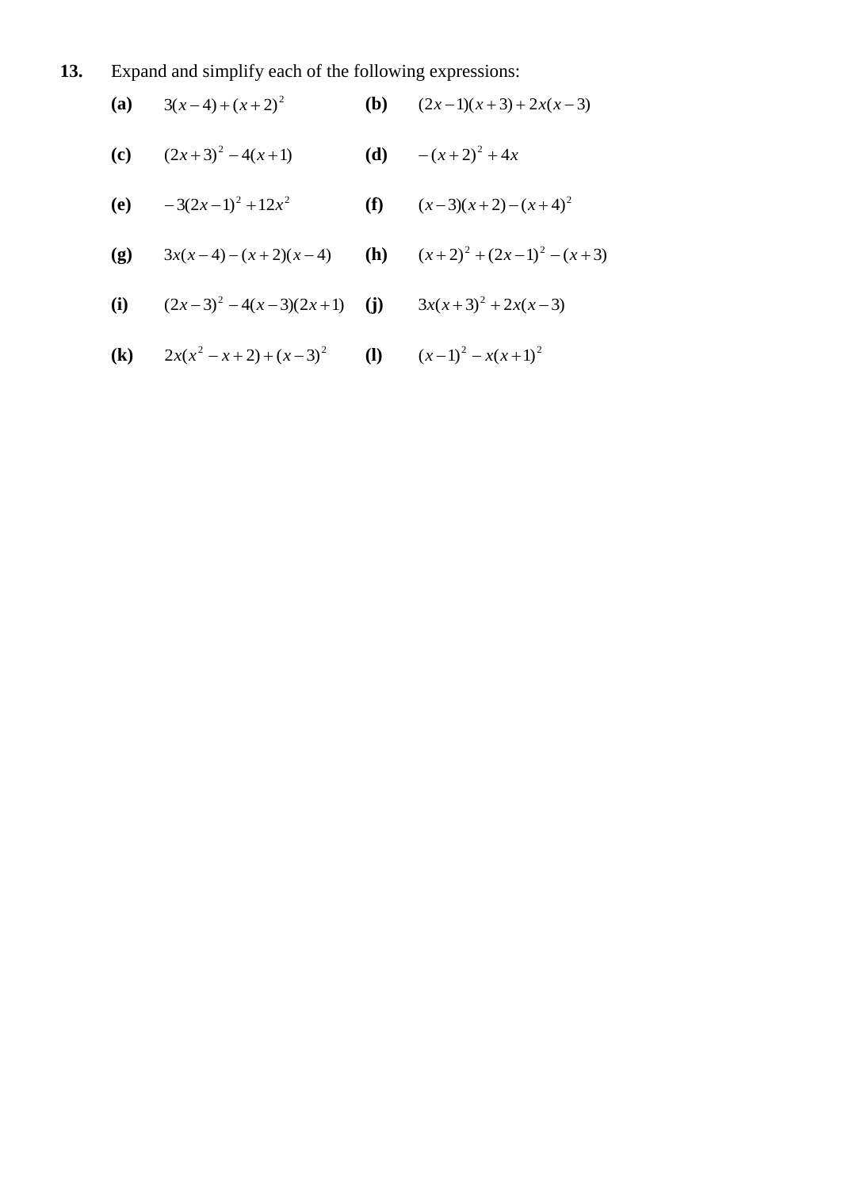**13.** Expand and simplify each of the following expressions:

**(a)** $3(x-4)+(x+2)^2$

**(b)** $(2x-1)(x+3)+2x(x-3)$

**(c)** $(2x+3)^2-4(x+1)$

**(d)** $-(x+2)^2+4x$

**(e)** $-3(2x-1)^2+12x^2$

**(f)** $(x-3)(x+2)-(x+4)^2$

**(g)** $3x(x-4)-(x+2)(x-4)$

**(h)** $(x+2)^2+(2x-1)^2-(x+3)$

**(i)** $(2x-3)^2-4(x-3)(2x+1)$

**(j)** $3x(x+3)^2+2x(x-3)$

**(k)** $2x(x^2-x+2)+(x-3)^2$

**(l)** $(x-1)^2-x(x+1)^2$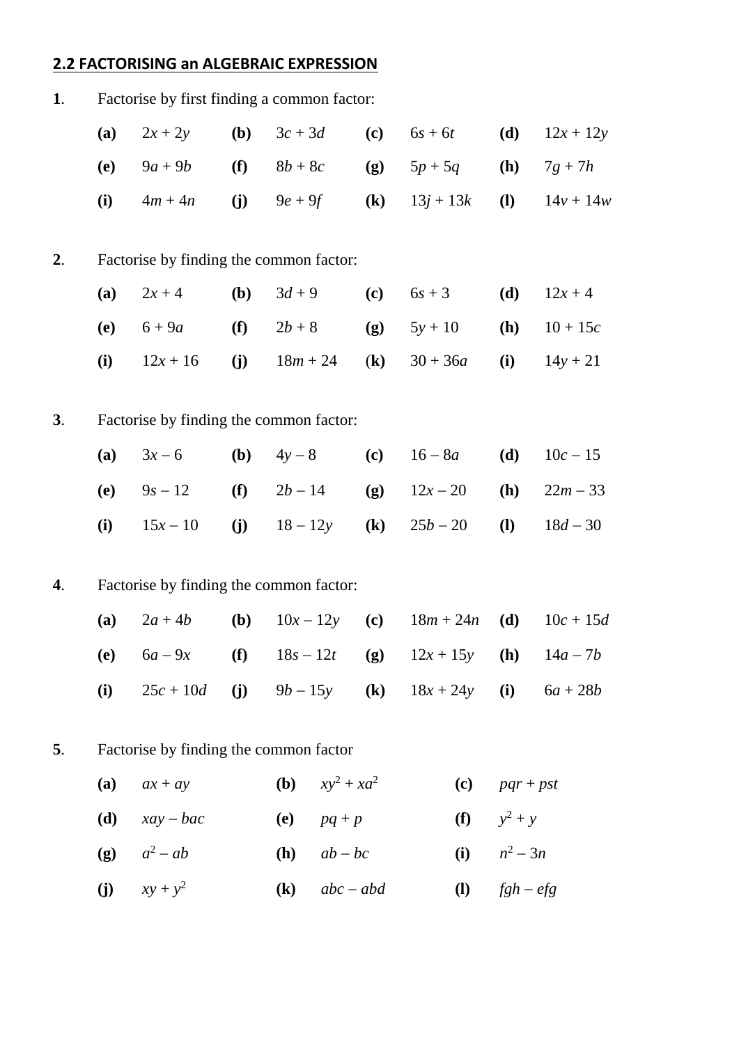## 2.2 FACTORISING an ALGEBRAIC EXPRESSION

**1**. Factorise by first finding a common factor:

| | | | | | | | |
|---|---|---|---|---|---|---|---|
| **(a)** | $2x + 2y$ | **(b)** | $3c + 3d$ | **(c)** | $6s + 6t$ | **(d)** | $12x + 12y$ |
| **(e)** | $9a + 9b$ | **(f)** | $8b + 8c$ | **(g)** | $5p + 5q$ | **(h)** | $7g + 7h$ |
| **(i)** | $4m + 4n$ | **(j)** | $9e + 9f$ | **(k)** | $13j + 13k$ | **(l)** | $14v + 14w$ |

**2**. Factorise by finding the common factor:

| | | | | | | | |
|---|---|---|---|---|---|---|---|
| **(a)** | $2x + 4$ | **(b)** | $3d + 9$ | **(c)** | $6s + 3$ | **(d)** | $12x + 4$ |
| **(e)** | $6 + 9a$ | **(f)** | $2b + 8$ | **(g)** | $5y + 10$ | **(h)** | $10 + 15c$ |
| **(i)** | $12x + 16$ | **(j)** | $18m + 24$ | (**k**) | $30 + 36a$ | **(i)** | $14y + 21$ |

**3**. Factorise by finding the common factor:

| | | | | | | | |
|---|---|---|---|---|---|---|---|
| **(a)** | $3x – 6$ | **(b)** | $4y – 8$ | **(c)** | $16 – 8a$ | **(d)** | $10c – 15$ |
| **(e)** | $9s – 12$ | **(f)** | $2b – 14$ | **(g)** | $12x – 20$ | **(h)** | $22m – 33$ |
| **(i)** | $15x – 10$ | **(j)** | $18 – 12y$ | **(k)** | $25b – 20$ | **(l)** | $18d – 30$ |

**4**. Factorise by finding the common factor:

| | | | | | | | |
|---|---|---|---|---|---|---|---|
| **(a)** | $2a + 4b$ | **(b)** | $10x – 12y$ | **(c)** | $18m + 24n$ | **(d)** | $10c + 15d$ |
| **(e)** | $6a – 9x$ | **(f)** | $18s – 12t$ | **(g)** | $12x + 15y$ | **(h)** | $14a – 7b$ |
| **(i)** | $25c + 10d$ | **(j)** | $9b – 15y$ | **(k)** | $18x + 24y$ | **(i)** | $6a + 28b$ |

**5**. Factorise by finding the common factor

| | | | | | |
|---|---|---|---|---|---|
| **(a)** | $ax + ay$ | **(b)** | $xy^2 + xa^2$ | **(c)** | $pqr + pst$ |
| **(d)** | $xay – bac$ | **(e)** | $pq + p$ | **(f)** | $y^2 + y$ |
| **(g)** | $a^2 – ab$ | **(h)** | $ab – bc$ | **(i)** | $n^2 – 3n$ |
| **(j)** | $xy + y^2$ | **(k)** | $abc – abd$ | **(l)** | $fgh – efg$ |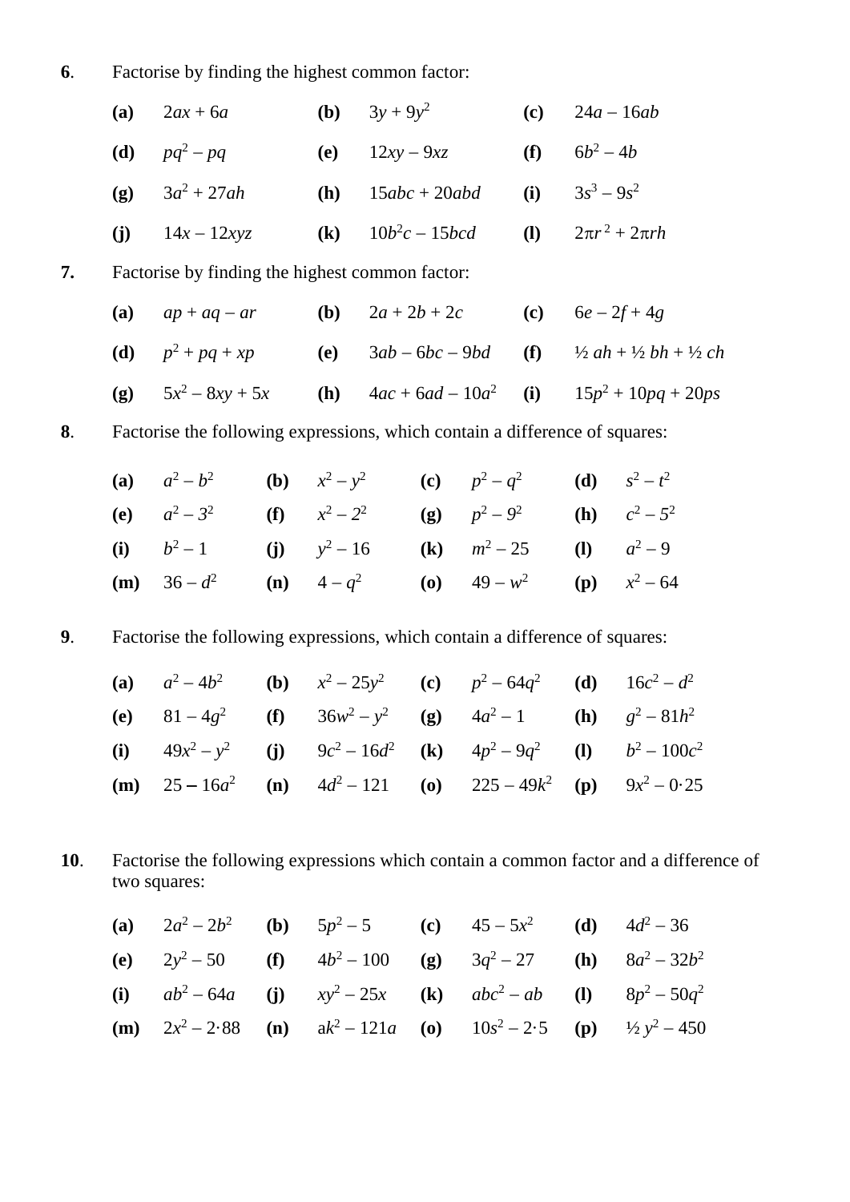**6**. Factorise by finding the highest common factor:

| | | | | | |
|---|---|---|---|---|---|
| **(a)** | $2ax + 6a$ | **(b)** | $3y + 9y^2$ | **(c)** | $24a - 16ab$ |
| **(d)** | $pq^2 - pq$ | **(e)** | $12xy - 9xz$ | **(f)** | $6b^2 - 4b$ |
| **(g)** | $3a^2 + 27ah$ | **(h)** | $15abc + 20abd$ | **(i)** | $3s^3 - 9s^2$ |
| **(j)** | $14x - 12xyz$ | **(k)** | $10b^2c - 15bcd$ | **(l)** | $2\pi r^2 + 2\pi rh$ |

**7.** Factorise by finding the highest common factor:

| | | | | | |
|---|---|---|---|---|---|
| **(a)** | $ap + aq - ar$ | **(b)** | $2a + 2b + 2c$ | **(c)** | $6e - 2f + 4g$ |
| **(d)** | $p^2 + pq + xp$ | **(e)** | $3ab - 6bc - 9bd$ | **(f)** | $\frac{1}{2}ah + \frac{1}{2}bh + \frac{1}{2}ch$ |
| **(g)** | $5x^2 - 8xy + 5x$ | **(h)** | $4ac + 6ad - 10a^2$ | **(i)** | $15p^2 + 10pq + 20ps$ |

**8**. Factorise the following expressions, which contain a difference of squares:

| | | | | | | | |
|---|---|---|---|---|---|---|---|
| **(a)** | $a^2 - b^2$ | **(b)** | $x^2 - y^2$ | **(c)** | $p^2 - q^2$ | **(d)** | $s^2 - t^2$ |
| **(e)** | $a^2 - 3^2$ | **(f)** | $x^2 - 2^2$ | **(g)** | $p^2 - 9^2$ | **(h)** | $c^2 - 5^2$ |
| **(i)** | $b^2 - 1$ | **(j)** | $y^2 - 16$ | **(k)** | $m^2 - 25$ | **(l)** | $a^2 - 9$ |
| **(m)** | $36 - d^2$ | **(n)** | $4 - q^2$ | **(o)** | $49 - w^2$ | **(p)** | $x^2 - 64$ |

**9**. Factorise the following expressions, which contain a difference of squares:

| | | | | | | | |
|---|---|---|---|---|---|---|---|
| **(a)** | $a^2 - 4b^2$ | **(b)** | $x^2 - 25y^2$ | **(c)** | $p^2 - 64q^2$ | **(d)** | $16c^2 - d^2$ |
| **(e)** | $81 - 4g^2$ | **(f)** | $36w^2 - y^2$ | **(g)** | $4a^2 - 1$ | **(h)** | $g^2 - 81h^2$ |
| **(i)** | $49x^2 - y^2$ | **(j)** | $9c^2 - 16d^2$ | **(k)** | $4p^2 - 9q^2$ | **(l)** | $b^2 - 100c^2$ |
| **(m)** | $25 - 16a^2$ | **(n)** | $4d^2 - 121$ | **(o)** | $225 - 49k^2$ | **(p)** | $9x^2 - 0{\cdot}25$ |

**10**. Factorise the following expressions which contain a common factor and a difference of two squares:

| | | | | | | | |
|---|---|---|---|---|---|---|---|
| **(a)** | $2a^2 - 2b^2$ | **(b)** | $5p^2 - 5$ | **(c)** | $45 - 5x^2$ | **(d)** | $4d^2 - 36$ |
| **(e)** | $2y^2 - 50$ | **(f)** | $4b^2 - 100$ | **(g)** | $3q^2 - 27$ | **(h)** | $8a^2 - 32b^2$ |
| **(i)** | $ab^2 - 64a$ | **(j)** | $xy^2 - 25x$ | **(k)** | $abc^2 - ab$ | **(l)** | $8p^2 - 50q^2$ |
| **(m)** | $2x^2 - 2{\cdot}88$ | **(n)** | $ak^2 - 121a$ | **(o)** | $10s^2 - 2{\cdot}5$ | **(p)** | $\frac{1}{2}y^2 - 450$ |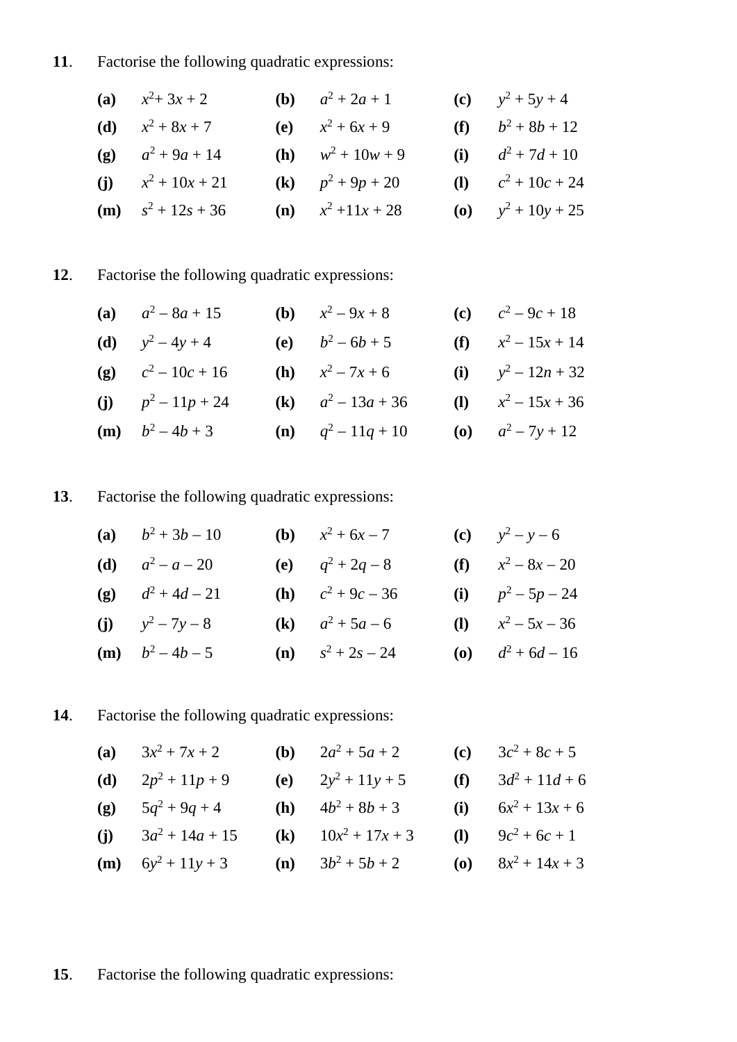**11**. Factorise the following quadratic expressions:

| | | | | | |
|---|---|---|---|---|---|
| **(a)** | $x^2 + 3x + 2$ | **(b)** | $a^2 + 2a + 1$ | **(c)** | $y^2 + 5y + 4$ |
| **(d)** | $x^2 + 8x + 7$ | **(e)** | $x^2 + 6x + 9$ | **(f)** | $b^2 + 8b + 12$ |
| **(g)** | $a^2 + 9a + 14$ | **(h)** | $w^2 + 10w + 9$ | **(i)** | $d^2 + 7d + 10$ |
| **(j)** | $x^2 + 10x + 21$ | **(k)** | $p^2 + 9p + 20$ | **(l)** | $c^2 + 10c + 24$ |
| **(m)** | $s^2 + 12s + 36$ | **(n)** | $x^2 + 11x + 28$ | **(o)** | $y^2 + 10y + 25$ |

**12**. Factorise the following quadratic expressions:

| | | | | | |
|---|---|---|---|---|---|
| **(a)** | $a^2 - 8a + 15$ | **(b)** | $x^2 - 9x + 8$ | **(c)** | $c^2 - 9c + 18$ |
| **(d)** | $y^2 - 4y + 4$ | **(e)** | $b^2 - 6b + 5$ | **(f)** | $x^2 - 15x + 14$ |
| **(g)** | $c^2 - 10c + 16$ | **(h)** | $x^2 - 7x + 6$ | **(i)** | $y^2 - 12n + 32$ |
| **(j)** | $p^2 - 11p + 24$ | **(k)** | $a^2 - 13a + 36$ | **(l)** | $x^2 - 15x + 36$ |
| **(m)** | $b^2 - 4b + 3$ | **(n)** | $q^2 - 11q + 10$ | **(o)** | $a^2 - 7y + 12$ |

**13**. Factorise the following quadratic expressions:

| | | | | | |
|---|---|---|---|---|---|
| **(a)** | $b^2 + 3b - 10$ | **(b)** | $x^2 + 6x - 7$ | **(c)** | $y^2 - y - 6$ |
| **(d)** | $a^2 - a - 20$ | **(e)** | $q^2 + 2q - 8$ | **(f)** | $x^2 - 8x - 20$ |
| **(g)** | $d^2 + 4d - 21$ | **(h)** | $c^2 + 9c - 36$ | **(i)** | $p^2 - 5p - 24$ |
| **(j)** | $y^2 - 7y - 8$ | **(k)** | $a^2 + 5a - 6$ | **(l)** | $x^2 - 5x - 36$ |
| **(m)** | $b^2 - 4b - 5$ | **(n)** | $s^2 + 2s - 24$ | **(o)** | $d^2 + 6d - 16$ |

**14**. Factorise the following quadratic expressions:

| | | | | | |
|---|---|---|---|---|---|
| **(a)** | $3x^2 + 7x + 2$ | **(b)** | $2a^2 + 5a + 2$ | **(c)** | $3c^2 + 8c + 5$ |
| **(d)** | $2p^2 + 11p + 9$ | **(e)** | $2y^2 + 11y + 5$ | **(f)** | $3d^2 + 11d + 6$ |
| **(g)** | $5q^2 + 9q + 4$ | **(h)** | $4b^2 + 8b + 3$ | **(i)** | $6x^2 + 13x + 6$ |
| **(j)** | $3a^2 + 14a + 15$ | **(k)** | $10x^2 + 17x + 3$ | **(l)** | $9c^2 + 6c + 1$ |
| **(m)** | $6y^2 + 11y + 3$ | **(n)** | $3b^2 + 5b + 2$ | **(o)** | $8x^2 + 14x + 3$ |

**15**. Factorise the following quadratic expressions: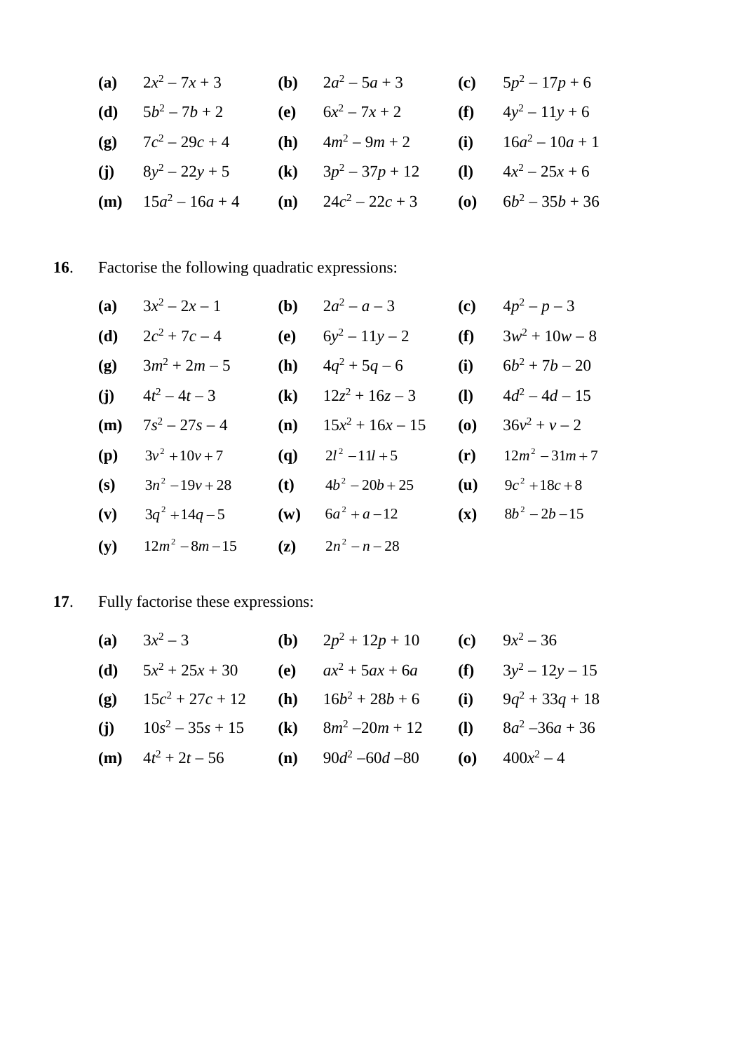**(a)** $2x^2 - 7x + 3$ **(b)** $2a^2 - 5a + 3$ **(c)** $5p^2 - 17p + 6$

**(d)** $5b^2 - 7b + 2$ **(e)** $6x^2 - 7x + 2$ **(f)** $4y^2 - 11y + 6$

**(g)** $7c^2 - 29c + 4$ **(h)** $4m^2 - 9m + 2$ **(i)** $16a^2 - 10a + 1$

**(j)** $8y^2 - 22y + 5$ **(k)** $3p^2 - 37p + 12$ **(l)** $4x^2 - 25x + 6$

**(m)** $15a^2 - 16a + 4$ **(n)** $24c^2 - 22c + 3$ **(o)** $6b^2 - 35b + 36$

**16**. Factorise the following quadratic expressions:

**(a)** $3x^2 - 2x - 1$ **(b)** $2a^2 - a - 3$ **(c)** $4p^2 - p - 3$

**(d)** $2c^2 + 7c - 4$ **(e)** $6y^2 - 11y - 2$ **(f)** $3w^2 + 10w - 8$

**(g)** $3m^2 + 2m - 5$ **(h)** $4q^2 + 5q - 6$ **(i)** $6b^2 + 7b - 20$

**(j)** $4t^2 - 4t - 3$ **(k)** $12z^2 + 16z - 3$ **(l)** $4d^2 - 4d - 15$

**(m)** $7s^2 - 27s - 4$ **(n)** $15x^2 + 16x - 15$ **(o)** $36v^2 + v - 2$

**(p)** $3v^2 + 10v + 7$ **(q)** $2l^2 - 11l + 5$ **(r)** $12m^2 - 31m + 7$

**(s)** $3n^2 - 19v + 28$ **(t)** $4b^2 - 20b + 25$ **(u)** $9c^2 + 18c + 8$

**(v)** $3q^2 + 14q - 5$ **(w)** $6a^2 + a - 12$ **(x)** $8b^2 - 2b - 15$

**(y)** $12m^2 - 8m - 15$ **(z)** $2n^2 - n - 28$

**17**. Fully factorise these expressions:

**(a)** $3x^2 - 3$ **(b)** $2p^2 + 12p + 10$ **(c)** $9x^2 - 36$

**(d)** $5x^2 + 25x + 30$ **(e)** $ax^2 + 5ax + 6a$ **(f)** $3y^2 - 12y - 15$

**(g)** $15c^2 + 27c + 12$ **(h)** $16b^2 + 28b + 6$ **(i)** $9q^2 + 33q + 18$

**(j)** $10s^2 - 35s + 15$ **(k)** $8m^2 - 20m + 12$ **(l)** $8a^2 - 36a + 36$

**(m)** $4t^2 + 2t - 56$ **(n)** $90d^2 - 60d - 80$ **(o)** $400x^2 - 4$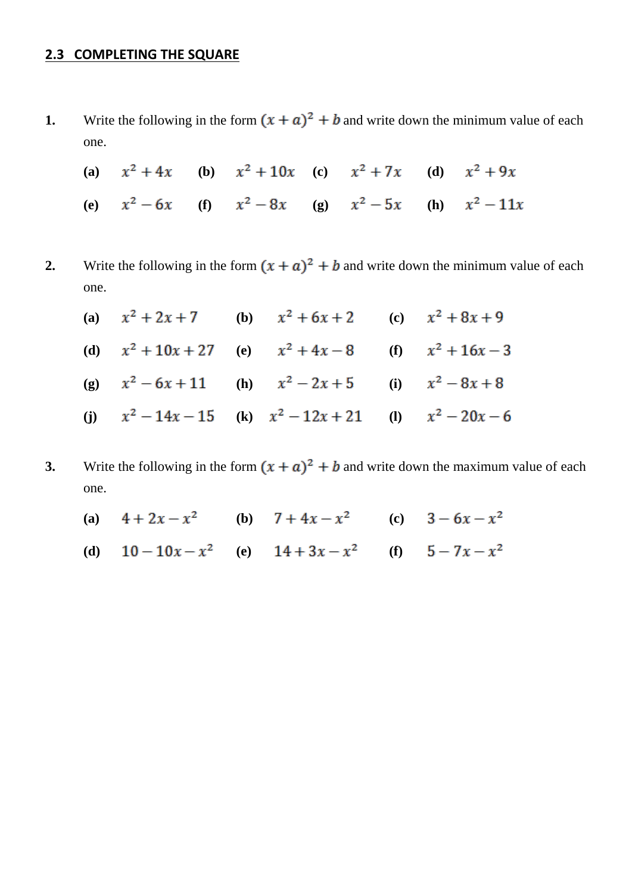## 2.3 COMPLETING THE SQUARE

**1.** Write the following in the form $(x+a)^2+b$ and write down the minimum value of each one.

**(a)** $x^2+4x$ **(b)** $x^2+10x$ **(c)** $x^2+7x$ **(d)** $x^2+9x$

**(e)** $x^2-6x$ **(f)** $x^2-8x$ **(g)** $x^2-5x$ **(h)** $x^2-11x$

**2.** Write the following in the form $(x+a)^2+b$ and write down the minimum value of each one.

**(a)** $x^2+2x+7$ **(b)** $x^2+6x+2$ **(c)** $x^2+8x+9$

**(d)** $x^2+10x+27$ **(e)** $x^2+4x-8$ **(f)** $x^2+16x-3$

**(g)** $x^2-6x+11$ **(h)** $x^2-2x+5$ **(i)** $x^2-8x+8$

**(j)** $x^2-14x-15$ **(k)** $x^2-12x+21$ **(l)** $x^2-20x-6$

**3.** Write the following in the form $(x+a)^2+b$ and write down the maximum value of each one.

**(a)** $4+2x-x^2$ **(b)** $7+4x-x^2$ **(c)** $3-6x-x^2$

**(d)** $10-10x-x^2$ **(e)** $14+3x-x^2$ **(f)** $5-7x-x^2$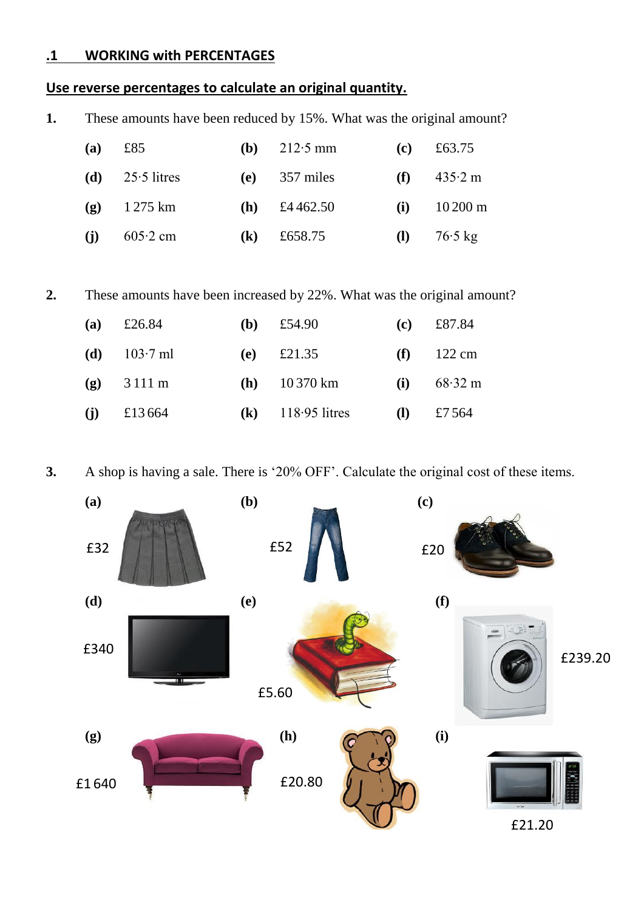## .1 WORKING with PERCENTAGES

### Use reverse percentages to calculate an original quantity.

**1.** These amounts have been reduced by 15%. What was the original amount?

| | | | | | |
|---|---|---|---|---|---|
| **(a)** | £85 | **(b)** | 212·5 mm | **(c)** | £63.75 |
| **(d)** | 25·5 litres | **(e)** | 357 miles | **(f)** | 435·2 m |
| **(g)** | 1 275 km | **(h)** | £4 462.50 | **(i)** | 10 200 m |
| **(j)** | 605·2 cm | **(k)** | £658.75 | **(l)** | 76·5 kg |

**2.** These amounts have been increased by 22%. What was the original amount?

| | | | | | |
|---|---|---|---|---|---|
| **(a)** | £26.84 | **(b)** | £54.90 | **(c)** | £87.84 |
| **(d)** | 103·7 ml | **(e)** | £21.35 | **(f)** | 122 cm |
| **(g)** | 3 111 m | **(h)** | 10 370 km | **(i)** | 68·32 m |
| **(j)** | £13 664 | **(k)** | 118·95 litres | **(l)** | £7 564 |

**3.** A shop is having a sale. There is '20% OFF'. Calculate the original cost of these items.

**(a)** £32

**(b)** £52

**(c)** £20

**(d)** £340

**(e)** £5.60

**(f)** £239.20

**(g)** £1 640

**(h)** £20.80

**(i)** £21.20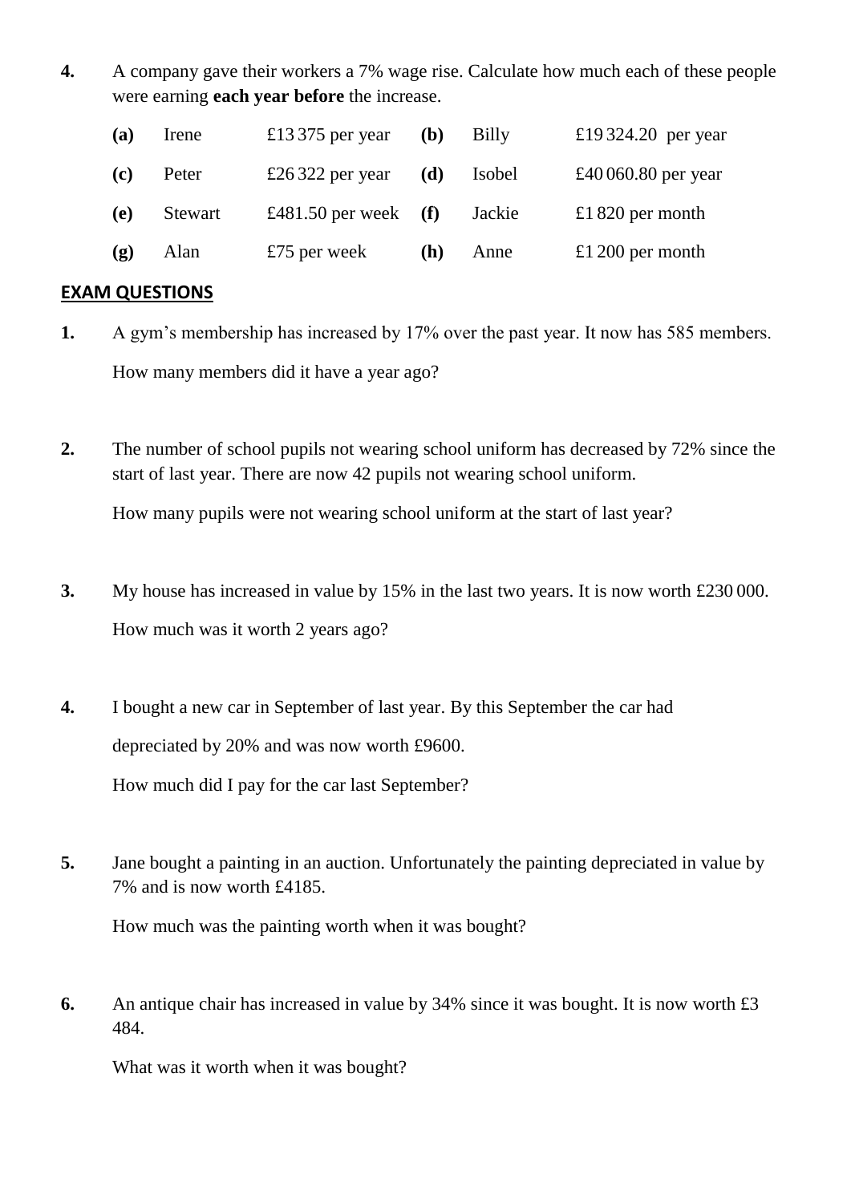**4.** A company gave their workers a 7% wage rise. Calculate how much each of these people were earning **each year before** the increase.

| | | | | | |
|---|---|---|---|---|---|
| **(a)** | Irene | £13 375 per year | **(b)** | Billy | £19 324.20 per year |
| **(c)** | Peter | £26 322 per year | **(d)** | Isobel | £40 060.80 per year |
| **(e)** | Stewart | £481.50 per week | **(f)** | Jackie | £1 820 per month |
| **(g)** | Alan | £75 per week | **(h)** | Anne | £1 200 per month |

## EXAM QUESTIONS

**1.** A gym's membership has increased by 17% over the past year. It now has 585 members.

How many members did it have a year ago?

**2.** The number of school pupils not wearing school uniform has decreased by 72% since the start of last year. There are now 42 pupils not wearing school uniform.

How many pupils were not wearing school uniform at the start of last year?

**3.** My house has increased in value by 15% in the last two years. It is now worth £230 000.

How much was it worth 2 years ago?

**4.** I bought a new car in September of last year. By this September the car had depreciated by 20% and was now worth £9600.

How much did I pay for the car last September?

**5.** Jane bought a painting in an auction. Unfortunately the painting depreciated in value by 7% and is now worth £4185.

How much was the painting worth when it was bought?

**6.** An antique chair has increased in value by 34% since it was bought. It is now worth £3 484.

What was it worth when it was bought?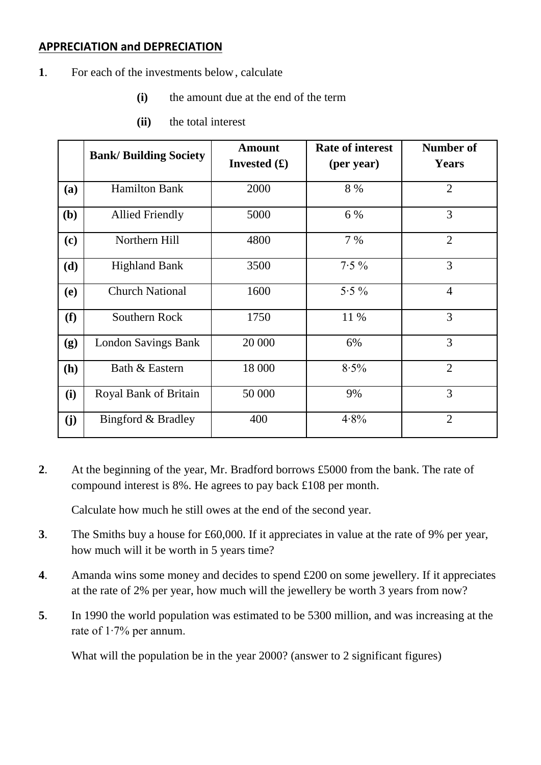## APPRECIATION and DEPRECIATION

**1**. For each of the investments below, calculate

**(i)** the amount due at the end of the term

**(ii)** the total interest

| | Bank/ Building Society | Amount Invested (£) | Rate of interest (per year) | Number of Years |
|---|---|---|---|---|
| **(a)** | Hamilton Bank | 2000 | 8 % | 2 |
| **(b)** | Allied Friendly | 5000 | 6 % | 3 |
| **(c)** | Northern Hill | 4800 | 7 % | 2 |
| **(d)** | Highland Bank | 3500 | 7·5 % | 3 |
| **(e)** | Church National | 1600 | 5·5 % | 4 |
| **(f)** | Southern Rock | 1750 | 11 % | 3 |
| **(g)** | London Savings Bank | 20 000 | 6% | 3 |
| **(h)** | Bath & Eastern | 18 000 | 8·5% | 2 |
| **(i)** | Royal Bank of Britain | 50 000 | 9% | 3 |
| **(j)** | Bingford & Bradley | 400 | 4·8% | 2 |

**2**. At the beginning of the year, Mr. Bradford borrows £5000 from the bank. The rate of compound interest is 8%. He agrees to pay back £108 per month.

Calculate how much he still owes at the end of the second year.

**3**. The Smiths buy a house for £60,000. If it appreciates in value at the rate of 9% per year, how much will it be worth in 5 years time?

**4**. Amanda wins some money and decides to spend £200 on some jewellery. If it appreciates at the rate of 2% per year, how much will the jewellery be worth 3 years from now?

**5**. In 1990 the world population was estimated to be 5300 million, and was increasing at the rate of 1·7% per annum.

What will the population be in the year 2000? (answer to 2 significant figures)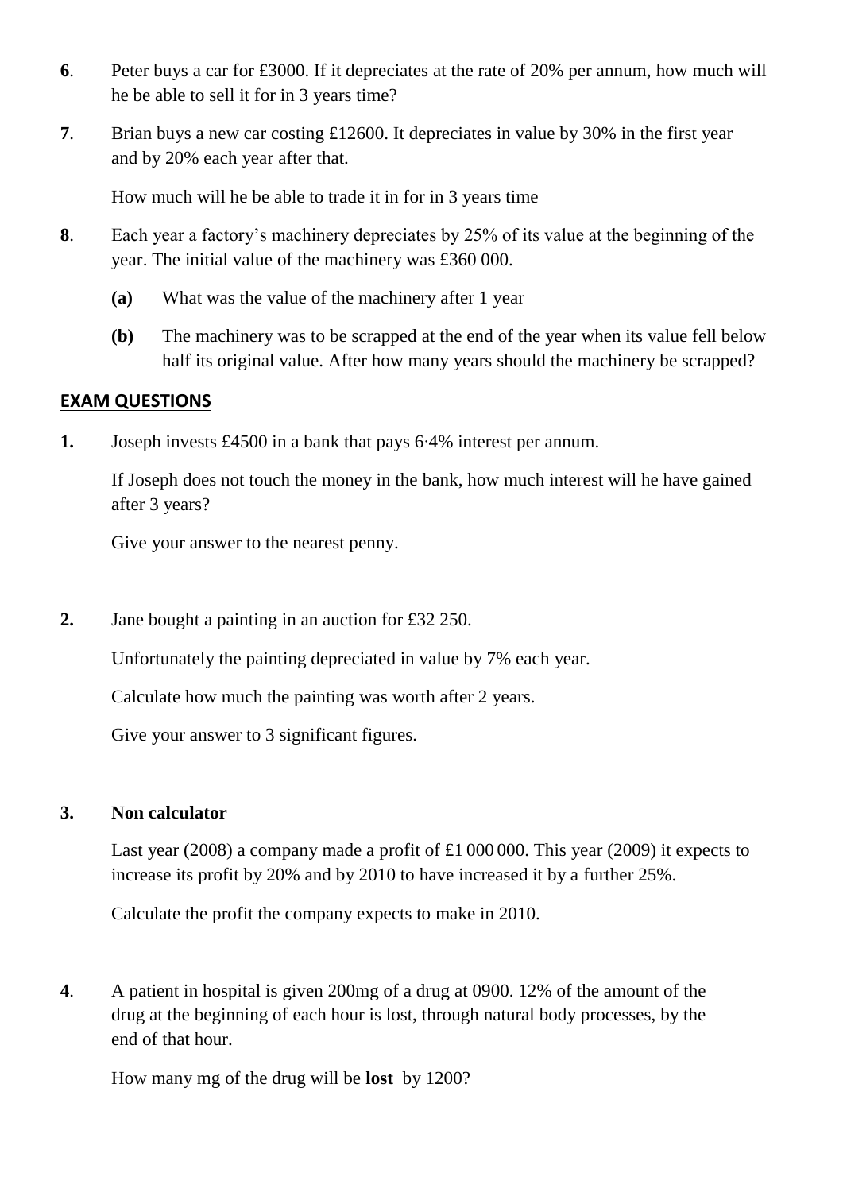**6**. Peter buys a car for £3000. If it depreciates at the rate of 20% per annum, how much will he be able to sell it for in 3 years time?

**7**. Brian buys a new car costing £12600. It depreciates in value by 30% in the first year and by 20% each year after that.

How much will he be able to trade it in for in 3 years time

**8**. Each year a factory's machinery depreciates by 25% of its value at the beginning of the year. The initial value of the machinery was £360 000.

**(a)** What was the value of the machinery after 1 year

**(b)** The machinery was to be scrapped at the end of the year when its value fell below half its original value. After how many years should the machinery be scrapped?

## EXAM QUESTIONS

**1.** Joseph invests £4500 in a bank that pays 6·4% interest per annum.

If Joseph does not touch the money in the bank, how much interest will he have gained after 3 years?

Give your answer to the nearest penny.

**2.** Jane bought a painting in an auction for £32 250.

Unfortunately the painting depreciated in value by 7% each year.

Calculate how much the painting was worth after 2 years.

Give your answer to 3 significant figures.

**3. Non calculator**

Last year (2008) a company made a profit of £1 000 000. This year (2009) it expects to increase its profit by 20% and by 2010 to have increased it by a further 25%.

Calculate the profit the company expects to make in 2010.

**4**. A patient in hospital is given 200mg of a drug at 0900. 12% of the amount of the drug at the beginning of each hour is lost, through natural body processes, by the end of that hour.

How many mg of the drug will be **lost** by 1200?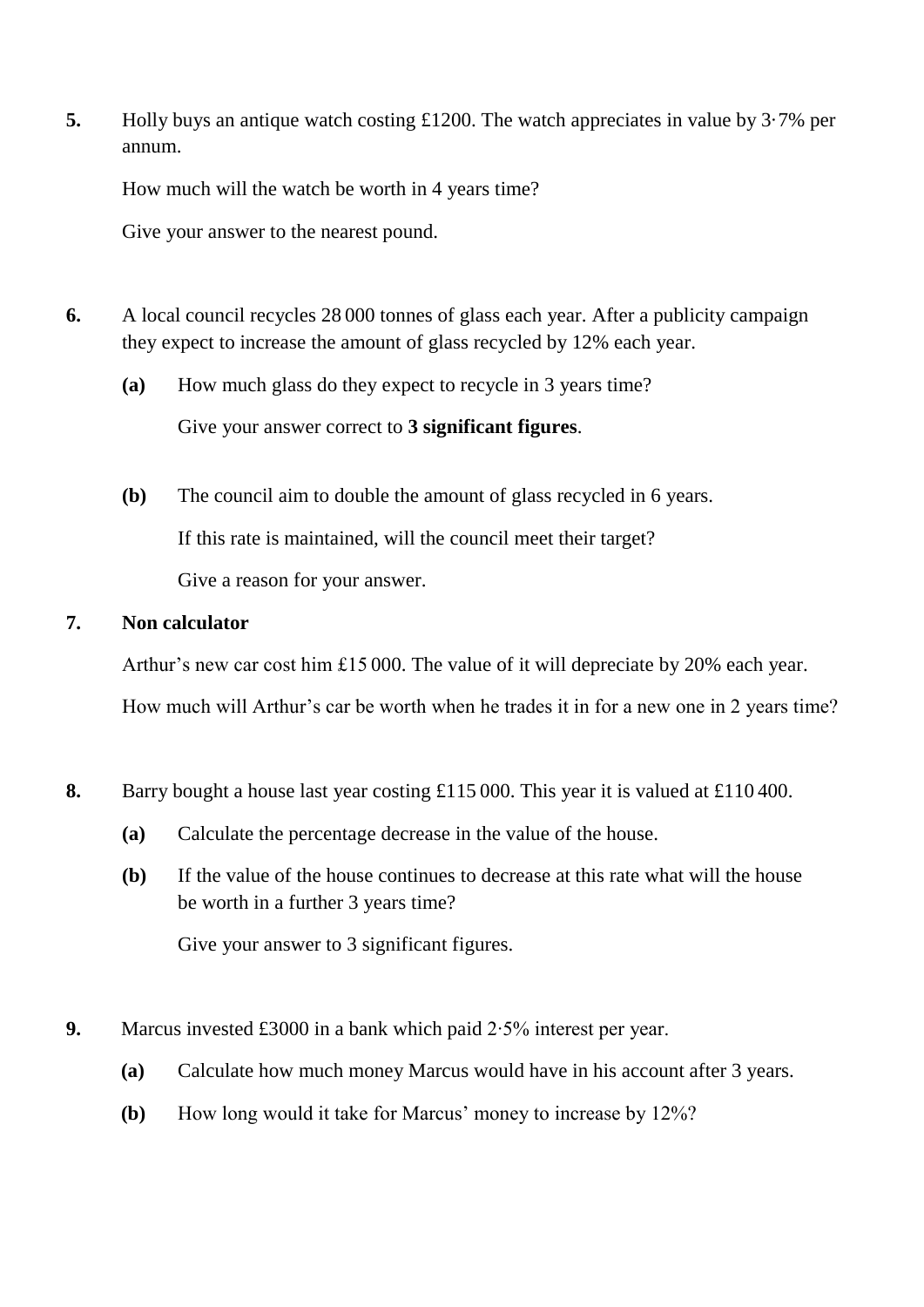**5.** Holly buys an antique watch costing £1200. The watch appreciates in value by 3·7% per annum.

How much will the watch be worth in 4 years time?

Give your answer to the nearest pound.

**6.** A local council recycles 28 000 tonnes of glass each year. After a publicity campaign they expect to increase the amount of glass recycled by 12% each year.

**(a)** How much glass do they expect to recycle in 3 years time?

Give your answer correct to **3 significant figures**.

**(b)** The council aim to double the amount of glass recycled in 6 years.

If this rate is maintained, will the council meet their target?

Give a reason for your answer.

**7.** **Non calculator**

Arthur's new car cost him £15 000. The value of it will depreciate by 20% each year.

How much will Arthur's car be worth when he trades it in for a new one in 2 years time?

**8.** Barry bought a house last year costing £115 000. This year it is valued at £110 400.

**(a)** Calculate the percentage decrease in the value of the house.

**(b)** If the value of the house continues to decrease at this rate what will the house be worth in a further 3 years time?

Give your answer to 3 significant figures.

**9.** Marcus invested £3000 in a bank which paid 2·5% interest per year.

**(a)** Calculate how much money Marcus would have in his account after 3 years.

**(b)** How long would it take for Marcus' money to increase by 12%?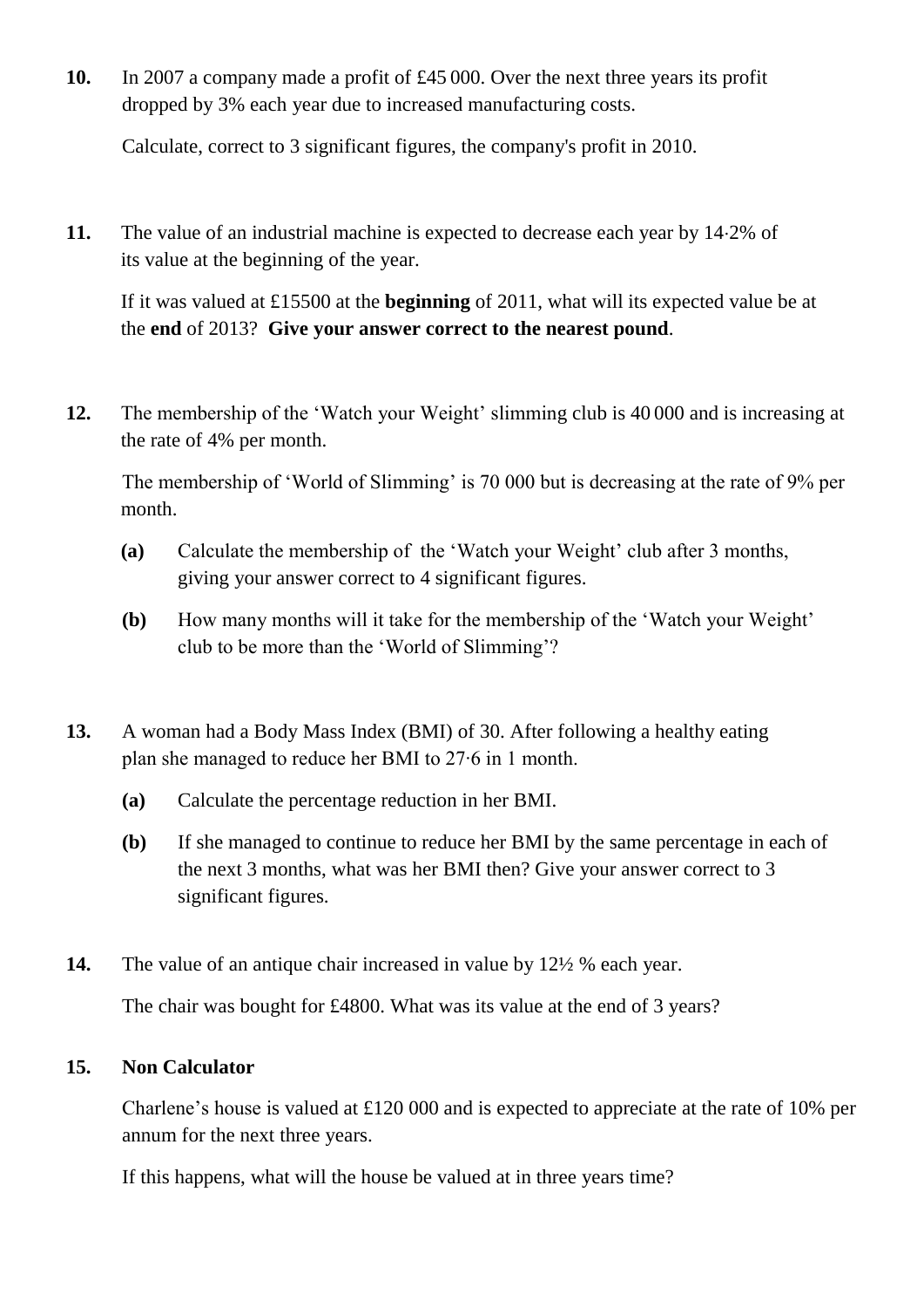**10.** In 2007 a company made a profit of £45 000. Over the next three years its profit dropped by 3% each year due to increased manufacturing costs.

Calculate, correct to 3 significant figures, the company's profit in 2010.

**11.** The value of an industrial machine is expected to decrease each year by 14·2% of its value at the beginning of the year.

If it was valued at £15500 at the **beginning** of 2011, what will its expected value be at the **end** of 2013? **Give your answer correct to the nearest pound**.

**12.** The membership of the 'Watch your Weight' slimming club is 40 000 and is increasing at the rate of 4% per month.

The membership of 'World of Slimming' is 70 000 but is decreasing at the rate of 9% per month.

**(a)** Calculate the membership of the 'Watch your Weight' club after 3 months, giving your answer correct to 4 significant figures.

**(b)** How many months will it take for the membership of the 'Watch your Weight' club to be more than the 'World of Slimming'?

**13.** A woman had a Body Mass Index (BMI) of 30. After following a healthy eating plan she managed to reduce her BMI to 27·6 in 1 month.

**(a)** Calculate the percentage reduction in her BMI.

**(b)** If she managed to continue to reduce her BMI by the same percentage in each of the next 3 months, what was her BMI then? Give your answer correct to 3 significant figures.

**14.** The value of an antique chair increased in value by 12½ % each year.

The chair was bought for £4800. What was its value at the end of 3 years?

**15. Non Calculator**

Charlene's house is valued at £120 000 and is expected to appreciate at the rate of 10% per annum for the next three years.

If this happens, what will the house be valued at in three years time?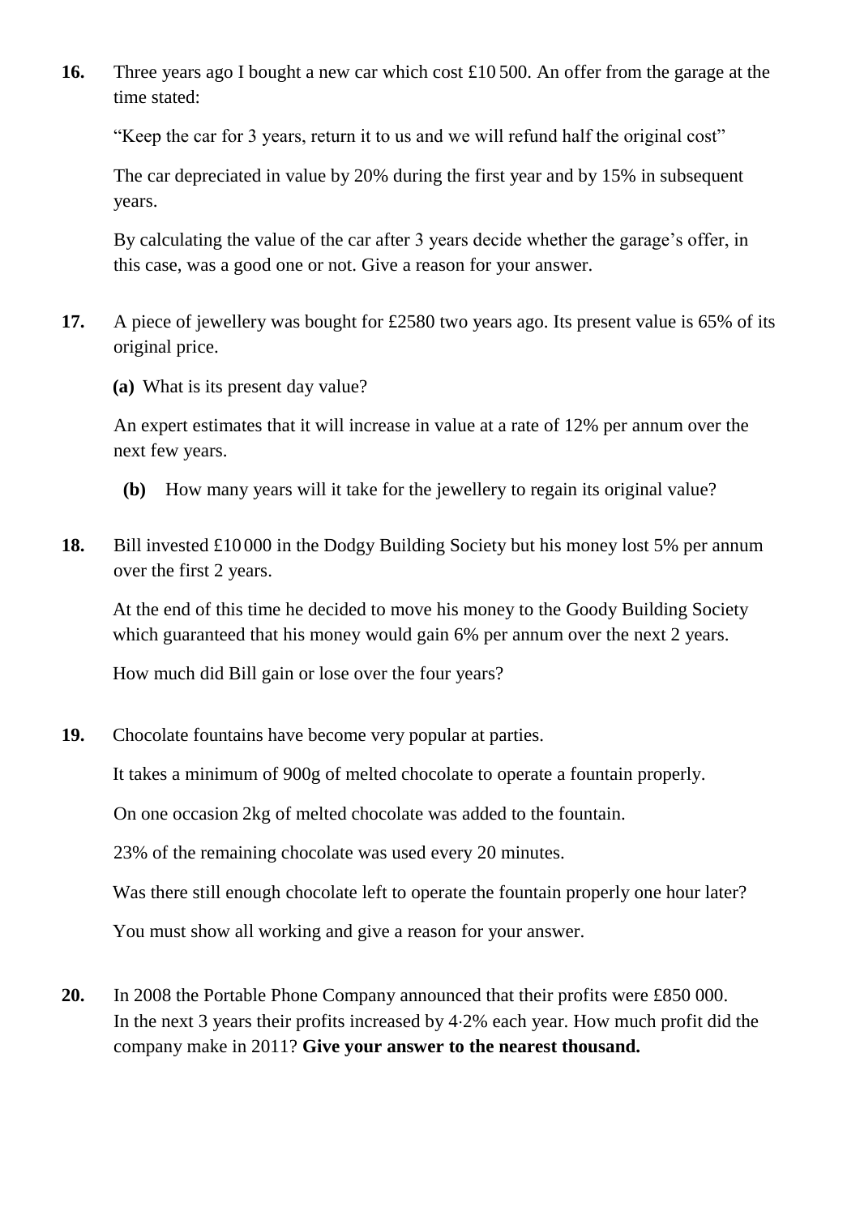**16.** Three years ago I bought a new car which cost £10 500. An offer from the garage at the time stated:

"Keep the car for 3 years, return it to us and we will refund half the original cost"

The car depreciated in value by 20% during the first year and by 15% in subsequent years.

By calculating the value of the car after 3 years decide whether the garage's offer, in this case, was a good one or not. Give a reason for your answer.

**17.** A piece of jewellery was bought for £2580 two years ago. Its present value is 65% of its original price.

**(a)** What is its present day value?

An expert estimates that it will increase in value at a rate of 12% per annum over the next few years.

**(b)** How many years will it take for the jewellery to regain its original value?

**18.** Bill invested £10 000 in the Dodgy Building Society but his money lost 5% per annum over the first 2 years.

At the end of this time he decided to move his money to the Goody Building Society which guaranteed that his money would gain 6% per annum over the next 2 years.

How much did Bill gain or lose over the four years?

**19.** Chocolate fountains have become very popular at parties.

It takes a minimum of 900g of melted chocolate to operate a fountain properly.

On one occasion 2kg of melted chocolate was added to the fountain.

23% of the remaining chocolate was used every 20 minutes.

Was there still enough chocolate left to operate the fountain properly one hour later?

You must show all working and give a reason for your answer.

**20.** In 2008 the Portable Phone Company announced that their profits were £850 000. In the next 3 years their profits increased by 4·2% each year. How much profit did the company make in 2011? **Give your answer to the nearest thousand.**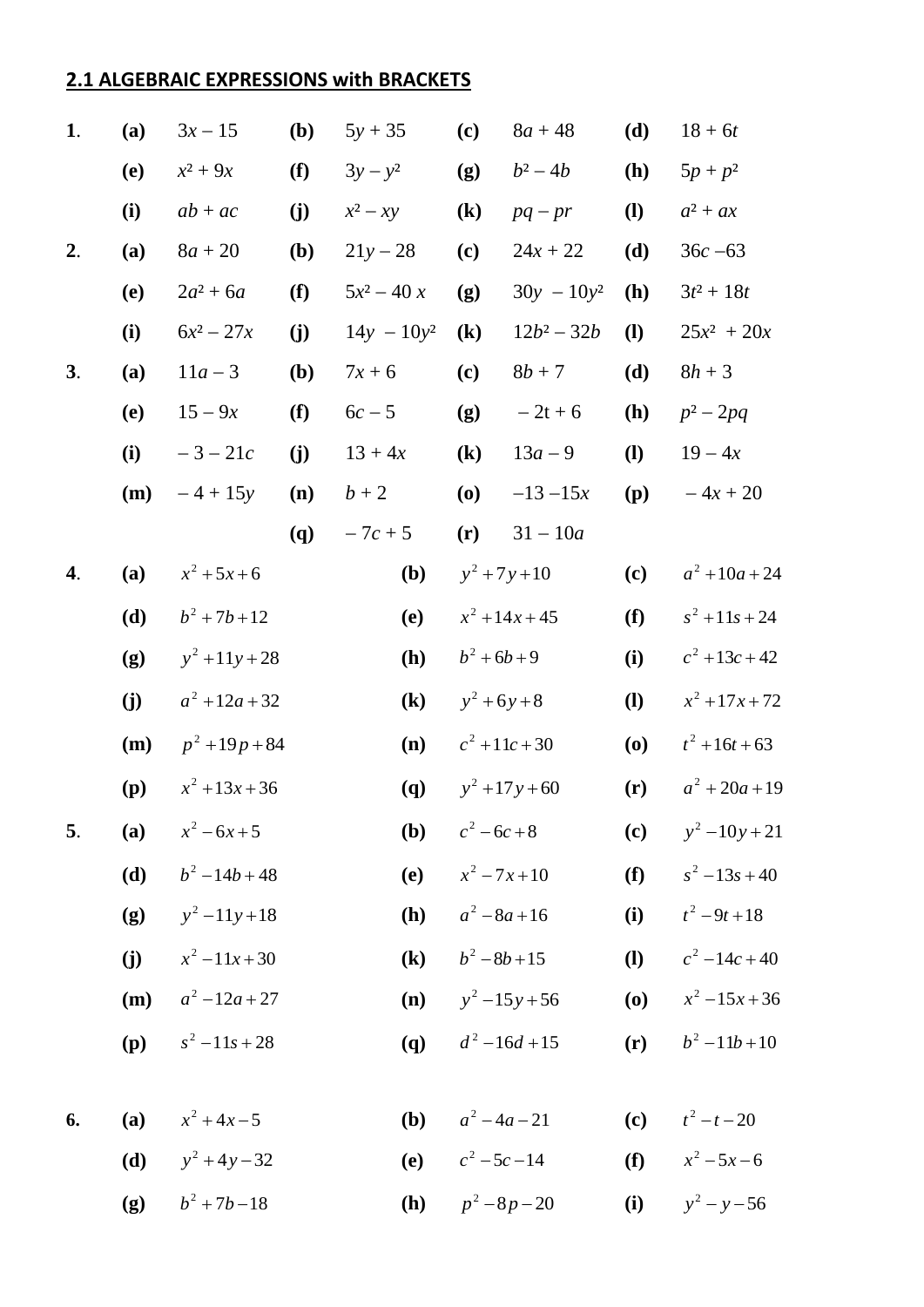## 2.1 ALGEBRAIC EXPRESSIONS with BRACKETS

| | | | | | | | | |
|---|---|---|---|---|---|---|---|---|
| **1.** | **(a)** | $3x - 15$ | **(b)** | $5y + 35$ | **(c)** | $8a + 48$ | **(d)** | $18 + 6t$ |
| | **(e)** | $x^2 + 9x$ | **(f)** | $3y - y^2$ | **(g)** | $b^2 - 4b$ | **(h)** | $5p + p^2$ |
| | **(i)** | $ab + ac$ | **(j)** | $x^2 - xy$ | **(k)** | $pq - pr$ | **(l)** | $a^2 + ax$ |
| **2.** | **(a)** | $8a + 20$ | **(b)** | $21y - 28$ | **(c)** | $24x + 22$ | **(d)** | $36c - 63$ |
| | **(e)** | $2a^2 + 6a$ | **(f)** | $5x^2 - 40x$ | **(g)** | $30y - 10y^2$ | **(h)** | $3t^2 + 18t$ |
| | **(i)** | $6x^2 - 27x$ | **(j)** | $14y - 10y^2$ | **(k)** | $12b^2 - 32b$ | **(l)** | $25x^2 + 20x$ |
| **3.** | **(a)** | $11a - 3$ | **(b)** | $7x + 6$ | **(c)** | $8b + 7$ | **(d)** | $8h + 3$ |
| | **(e)** | $15 - 9x$ | **(f)** | $6c - 5$ | **(g)** | $-2t + 6$ | **(h)** | $p^2 - 2pq$ |
| | **(i)** | $-3 - 21c$ | **(j)** | $13 + 4x$ | **(k)** | $13a - 9$ | **(l)** | $19 - 4x$ |
| | **(m)** | $-4 + 15y$ | **(n)** | $b + 2$ | **(o)** | $-13 - 15x$ | **(p)** | $-4x + 20$ |
| | | | **(q)** | $-7c + 5$ | **(r)** | $31 - 10a$ | | |

| | | | | | | |
|---|---|---|---|---|---|---|
| **4.** | **(a)** | $x^2 + 5x + 6$ | **(b)** | $y^2 + 7y + 10$ | **(c)** | $a^2 + 10a + 24$ |
| | **(d)** | $b^2 + 7b + 12$ | **(e)** | $x^2 + 14x + 45$ | **(f)** | $s^2 + 11s + 24$ |
| | **(g)** | $y^2 + 11y + 28$ | **(h)** | $b^2 + 6b + 9$ | **(i)** | $c^2 + 13c + 42$ |
| | **(j)** | $a^2 + 12a + 32$ | **(k)** | $y^2 + 6y + 8$ | **(l)** | $x^2 + 17x + 72$ |
| | **(m)** | $p^2 + 19p + 84$ | **(n)** | $c^2 + 11c + 30$ | **(o)** | $t^2 + 16t + 63$ |
| | **(p)** | $x^2 + 13x + 36$ | **(q)** | $y^2 + 17y + 60$ | **(r)** | $a^2 + 20a + 19$ |
| **5.** | **(a)** | $x^2 - 6x + 5$ | **(b)** | $c^2 - 6c + 8$ | **(c)** | $y^2 - 10y + 21$ |
| | **(d)** | $b^2 - 14b + 48$ | **(e)** | $x^2 - 7x + 10$ | **(f)** | $s^2 - 13s + 40$ |
| | **(g)** | $y^2 - 11y + 18$ | **(h)** | $a^2 - 8a + 16$ | **(i)** | $t^2 - 9t + 18$ |
| | **(j)** | $x^2 - 11x + 30$ | **(k)** | $b^2 - 8b + 15$ | **(l)** | $c^2 - 14c + 40$ |
| | **(m)** | $a^2 - 12a + 27$ | **(n)** | $y^2 - 15y + 56$ | **(o)** | $x^2 - 15x + 36$ |
| | **(p)** | $s^2 - 11s + 28$ | **(q)** | $d^2 - 16d + 15$ | **(r)** | $b^2 - 11b + 10$ |
| **6.** | **(a)** | $x^2 + 4x - 5$ | **(b)** | $a^2 - 4a - 21$ | **(c)** | $t^2 - t - 20$ |
| | **(d)** | $y^2 + 4y - 32$ | **(e)** | $c^2 - 5c - 14$ | **(f)** | $x^2 - 5x - 6$ |
| | **(g)** | $b^2 + 7b - 18$ | **(h)** | $p^2 - 8p - 20$ | **(i)** | $y^2 - y - 56$ |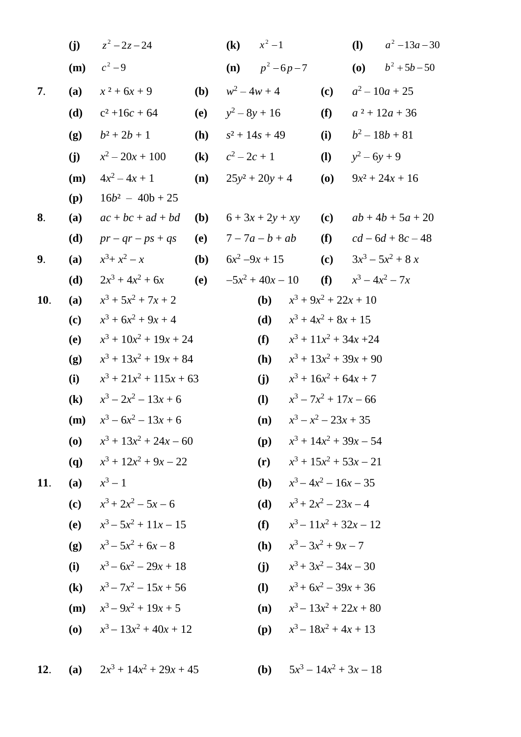| | | | | | |
|---|---|---|---|---|---|
| **(j)** | $z^2 - 2z - 24$ | **(k)** | $x^2 - 1$ | **(l)** | $a^2 - 13a - 30$ |
| **(m)** | $c^2 - 9$ | **(n)** | $p^2 - 6p - 7$ | **(o)** | $b^2 + 5b - 50$ |

**7.**

| | | | | | |
|---|---|---|---|---|---|
| **(a)** | $x^2 + 6x + 9$ | **(b)** | $w^2 - 4w + 4$ | **(c)** | $a^2 - 10a + 25$ |
| **(d)** | $c^2 + 16c + 64$ | **(e)** | $y^2 - 8y + 16$ | **(f)** | $a^2 + 12a + 36$ |
| **(g)** | $b^2 + 2b + 1$ | **(h)** | $s^2 + 14s + 49$ | **(i)** | $b^2 - 18b + 81$ |
| **(j)** | $x^2 - 20x + 100$ | **(k)** | $c^2 - 2c + 1$ | **(l)** | $y^2 - 6y + 9$ |
| **(m)** | $4x^2 - 4x + 1$ | **(n)** | $25y^2 + 20y + 4$ | **(o)** | $9x^2 + 24x + 16$ |
| **(p)** | $16b^2 - 40b + 25$ | | | | |

**8.**

| | | | | | |
|---|---|---|---|---|---|
| **(a)** | $ac + bc + ad + bd$ | **(b)** | $6 + 3x + 2y + xy$ | **(c)** | $ab + 4b + 5a + 20$ |
| **(d)** | $pr - qr - ps + qs$ | **(e)** | $7 - 7a - b + ab$ | **(f)** | $cd - 6d + 8c - 48$ |

**9.**

| | | | | | |
|---|---|---|---|---|---|
| **(a)** | $x^3 + x^2 - x$ | **(b)** | $6x^2 - 9x + 15$ | **(c)** | $3x^3 - 5x^2 + 8x$ |
| **(d)** | $2x^3 + 4x^2 + 6x$ | **(e)** | $-5x^2 + 40x - 10$ | **(f)** | $x^3 - 4x^2 - 7x$ |

**10.**

| | | | |
|---|---|---|---|
| **(a)** | $x^3 + 5x^2 + 7x + 2$ | **(b)** | $x^3 + 9x^2 + 22x + 10$ |
| **(c)** | $x^3 + 6x^2 + 9x + 4$ | **(d)** | $x^3 + 4x^2 + 8x + 15$ |
| **(e)** | $x^3 + 10x^2 + 19x + 24$ | **(f)** | $x^3 + 11x^2 + 34x + 24$ |
| **(g)** | $x^3 + 13x^2 + 19x + 84$ | **(h)** | $x^3 + 13x^2 + 39x + 90$ |
| **(i)** | $x^3 + 21x^2 + 115x + 63$ | **(j)** | $x^3 + 16x^2 + 64x + 7$ |
| **(k)** | $x^3 - 2x^2 - 13x + 6$ | **(l)** | $x^3 - 7x^2 + 17x - 66$ |
| **(m)** | $x^3 - 6x^2 - 13x + 6$ | **(n)** | $x^3 - x^2 - 23x + 35$ |
| **(o)** | $x^3 + 13x^2 + 24x - 60$ | **(p)** | $x^3 + 14x^2 + 39x - 54$ |
| **(q)** | $x^3 + 12x^2 + 9x - 22$ | **(r)** | $x^3 + 15x^2 + 53x - 21$ |

**11.**

| | | | |
|---|---|---|---|
| **(a)** | $x^3 - 1$ | **(b)** | $x^3 - 4x^2 - 16x - 35$ |
| **(c)** | $x^3 + 2x^2 - 5x - 6$ | **(d)** | $x^3 + 2x^2 - 23x - 4$ |
| **(e)** | $x^3 - 5x^2 + 11x - 15$ | **(f)** | $x^3 - 11x^2 + 32x - 12$ |
| **(g)** | $x^3 - 5x^2 + 6x - 8$ | **(h)** | $x^3 - 3x^2 + 9x - 7$ |
| **(i)** | $x^3 - 6x^2 - 29x + 18$ | **(j)** | $x^3 + 3x^2 - 34x - 30$ |
| **(k)** | $x^3 - 7x^2 - 15x + 56$ | **(l)** | $x^3 + 6x^2 - 39x + 36$ |
| **(m)** | $x^3 - 9x^2 + 19x + 5$ | **(n)** | $x^3 - 13x^2 + 22x + 80$ |
| **(o)** | $x^3 - 13x^2 + 40x + 12$ | **(p)** | $x^3 - 18x^2 + 4x + 13$ |

**12.**

| | | | |
|---|---|---|---|
| **(a)** | $2x^3 + 14x^2 + 29x + 45$ | **(b)** | $5x^3 - 14x^2 + 3x - 18$ |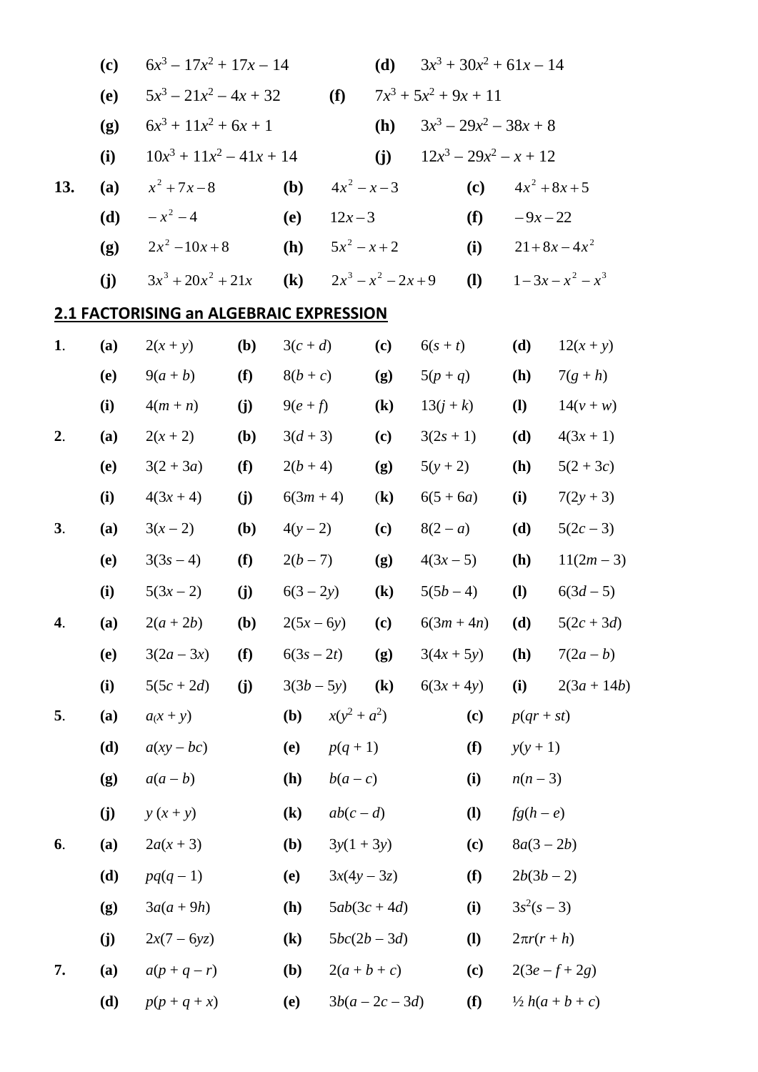(c) $6x^3 - 17x^2 + 17x - 14$ (d) $3x^3 + 30x^2 + 61x - 14$

(e) $5x^3 - 21x^2 - 4x + 32$ (f) $7x^3 + 5x^2 + 9x + 11$

(g) $6x^3 + 11x^2 + 6x + 1$ (h) $3x^3 - 29x^2 - 38x + 8$

(i) $10x^3 + 11x^2 - 41x + 14$ (j) $12x^3 - 29x^2 - x + 12$

**13.** (a) $x^2 + 7x - 8$ (b) $4x^2 - x - 3$ (c) $4x^2 + 8x + 5$

(d) $-x^2 - 4$ (e) $12x - 3$ (f) $-9x - 22$

(g) $2x^2 - 10x + 8$ (h) $5x^2 - x + 2$ (i) $21 + 8x - 4x^2$

(j) $3x^3 + 20x^2 + 21x$ (k) $2x^3 - x^2 - 2x + 9$ (l) $1 - 3x - x^2 - x^3$

## 2.1 FACTORISING an ALGEBRAIC EXPRESSION

**1.** (a) $2(x + y)$ (b) $3(c + d)$ (c) $6(s + t)$ (d) $12(x + y)$

(e) $9(a + b)$ (f) $8(b + c)$ (g) $5(p + q)$ (h) $7(g + h)$

(i) $4(m + n)$ (j) $9(e + f)$ (k) $13(j + k)$ (l) $14(v + w)$

**2.** (a) $2(x + 2)$ (b) $3(d + 3)$ (c) $3(2s + 1)$ (d) $4(3x + 1)$

(e) $3(2 + 3a)$ (f) $2(b + 4)$ (g) $5(y + 2)$ (h) $5(2 + 3c)$

(i) $4(3x + 4)$ (j) $6(3m + 4)$ (k) $6(5 + 6a)$ (i) $7(2y + 3)$

**3.** (a) $3(x - 2)$ (b) $4(y - 2)$ (c) $8(2 - a)$ (d) $5(2c - 3)$

(e) $3(3s - 4)$ (f) $2(b - 7)$ (g) $4(3x - 5)$ (h) $11(2m - 3)$

(i) $5(3x - 2)$ (j) $6(3 - 2y)$ (k) $5(5b - 4)$ (l) $6(3d - 5)$

**4.** (a) $2(a + 2b)$ (b) $2(5x - 6y)$ (c) $6(3m + 4n)$ (d) $5(2c + 3d)$

(e) $3(2a - 3x)$ (f) $6(3s - 2t)$ (g) $3(4x + 5y)$ (h) $7(2a - b)$

(i) $5(5c + 2d)$ (j) $3(3b - 5y)$ (k) $6(3x + 4y)$ (i) $2(3a + 14b)$

**5.** (a) $a(x + y)$ (b) $x(y^2 + a^2)$ (c) $p(qr + st)$

(d) $a(xy - bc)$ (e) $p(q + 1)$ (f) $y(y + 1)$

(g) $a(a - b)$ (h) $b(a - c)$ (i) $n(n - 3)$

(j) $y(x + y)$ (k) $ab(c - d)$ (l) $fg(h - e)$

**6.** (a) $2a(x + 3)$ (b) $3y(1 + 3y)$ (c) $8a(3 - 2b)$

(d) $pq(q - 1)$ (e) $3x(4y - 3z)$ (f) $2b(3b - 2)$

(g) $3a(a + 9h)$ (h) $5ab(3c + 4d)$ (i) $3s^2(s - 3)$

(j) $2x(7 - 6yz)$ (k) $5bc(2b - 3d)$ (l) $2\pi r(r + h)$

**7.** (a) $a(p + q - r)$ (b) $2(a + b + c)$ (c) $2(3e - f + 2g)$

(d) $p(p + q + x)$ (e) $3b(a - 2c - 3d)$ (f) $\frac{1}{2}h(a + b + c)$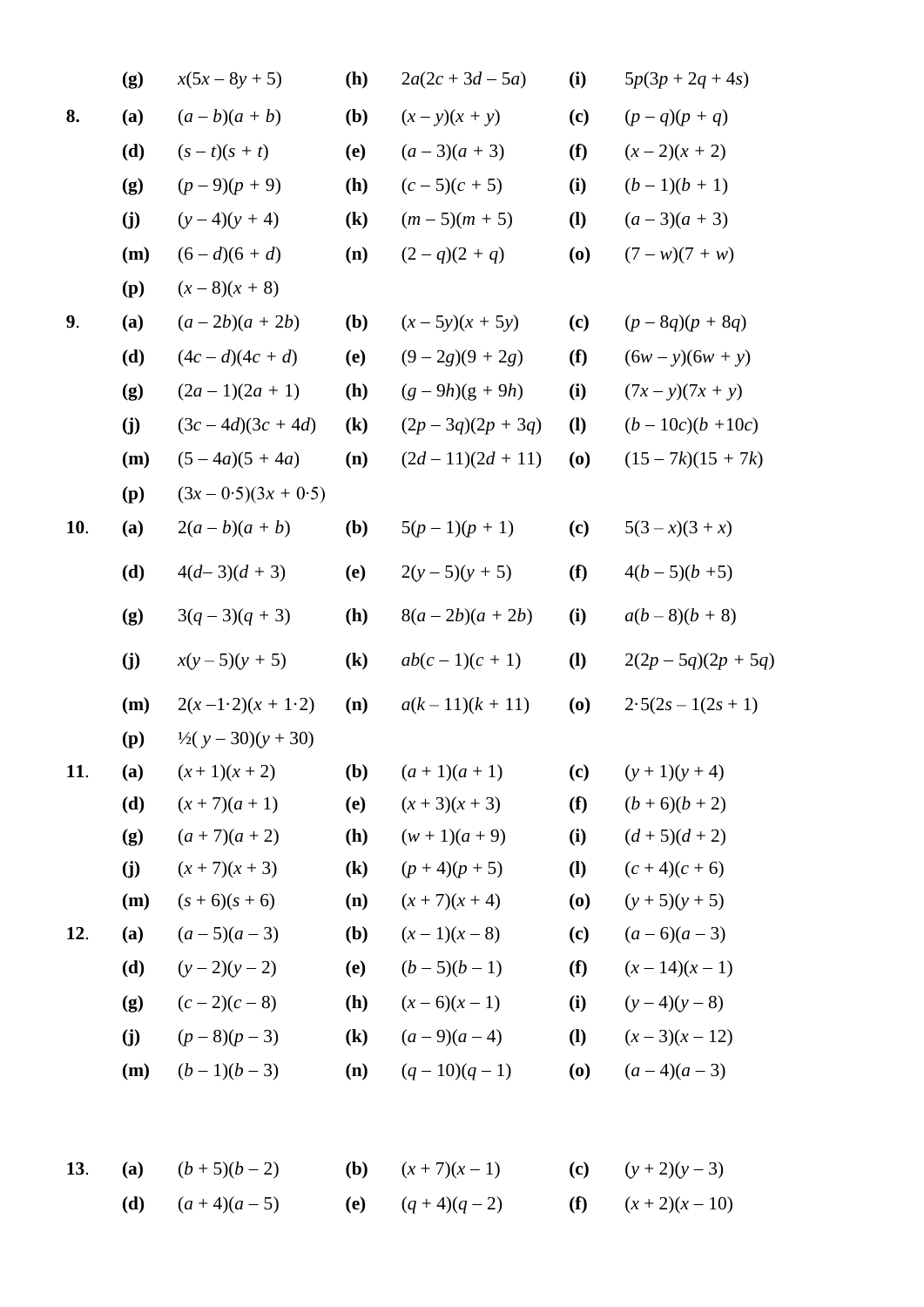| | | | | | | |
|---|---|---|---|---|---|---|
| | **(g)** | $x(5x - 8y + 5)$ | **(h)** | $2a(2c + 3d - 5a)$ | **(i)** | $5p(3p + 2q + 4s)$ |
| **8.** | **(a)** | $(a - b)(a + b)$ | **(b)** | $(x - y)(x + y)$ | **(c)** | $(p - q)(p + q)$ |
| | **(d)** | $(s - t)(s + t)$ | **(e)** | $(a - 3)(a + 3)$ | **(f)** | $(x - 2)(x + 2)$ |
| | **(g)** | $(p - 9)(p + 9)$ | **(h)** | $(c - 5)(c + 5)$ | **(i)** | $(b - 1)(b + 1)$ |
| | **(j)** | $(y - 4)(y + 4)$ | **(k)** | $(m - 5)(m + 5)$ | **(l)** | $(a - 3)(a + 3)$ |
| | **(m)** | $(6 - d)(6 + d)$ | **(n)** | $(2 - q)(2 + q)$ | **(o)** | $(7 - w)(7 + w)$ |
| | **(p)** | $(x - 8)(x + 8)$ | | | | |
| **9.** | **(a)** | $(a - 2b)(a + 2b)$ | **(b)** | $(x - 5y)(x + 5y)$ | **(c)** | $(p - 8q)(p + 8q)$ |
| | **(d)** | $(4c - d)(4c + d)$ | **(e)** | $(9 - 2g)(9 + 2g)$ | **(f)** | $(6w - y)(6w + y)$ |
| | **(g)** | $(2a - 1)(2a + 1)$ | **(h)** | $(g - 9h)(g + 9h)$ | **(i)** | $(7x - y)(7x + y)$ |
| | **(j)** | $(3c - 4d)(3c + 4d)$ | **(k)** | $(2p - 3q)(2p + 3q)$ | **(l)** | $(b - 10c)(b + 10c)$ |
| | **(m)** | $(5 - 4a)(5 + 4a)$ | **(n)** | $(2d - 11)(2d + 11)$ | **(o)** | $(15 - 7k)(15 + 7k)$ |
| | **(p)** | $(3x - 0{\cdot}5)(3x + 0{\cdot}5)$ | | | | |
| **10.** | **(a)** | $2(a - b)(a + b)$ | **(b)** | $5(p - 1)(p + 1)$ | **(c)** | $5(3 - x)(3 + x)$ |
| | **(d)** | $4(d - 3)(d + 3)$ | **(e)** | $2(y - 5)(y + 5)$ | **(f)** | $4(b - 5)(b + 5)$ |
| | **(g)** | $3(q - 3)(q + 3)$ | **(h)** | $8(a - 2b)(a + 2b)$ | **(i)** | $a(b - 8)(b + 8)$ |
| | **(j)** | $x(y - 5)(y + 5)$ | **(k)** | $ab(c - 1)(c + 1)$ | **(l)** | $2(2p - 5q)(2p + 5q)$ |
| | **(m)** | $2(x - 1{\cdot}2)(x + 1{\cdot}2)$ | **(n)** | $a(k - 11)(k + 11)$ | **(o)** | $2{\cdot}5(2s - 1(2s + 1)$ |
| | **(p)** | $\frac{1}{2}(y - 30)(y + 30)$ | | | | |
| **11.** | **(a)** | $(x + 1)(x + 2)$ | **(b)** | $(a + 1)(a + 1)$ | **(c)** | $(y + 1)(y + 4)$ |
| | **(d)** | $(x + 7)(a + 1)$ | **(e)** | $(x + 3)(x + 3)$ | **(f)** | $(b + 6)(b + 2)$ |
| | **(g)** | $(a + 7)(a + 2)$ | **(h)** | $(w + 1)(a + 9)$ | **(i)** | $(d + 5)(d + 2)$ |
| | **(j)** | $(x + 7)(x + 3)$ | **(k)** | $(p + 4)(p + 5)$ | **(l)** | $(c + 4)(c + 6)$ |
| | **(m)** | $(s + 6)(s + 6)$ | **(n)** | $(x + 7)(x + 4)$ | **(o)** | $(y + 5)(y + 5)$ |
| **12.** | **(a)** | $(a - 5)(a - 3)$ | **(b)** | $(x - 1)(x - 8)$ | **(c)** | $(a - 6)(a - 3)$ |
| | **(d)** | $(y - 2)(y - 2)$ | **(e)** | $(b - 5)(b - 1)$ | **(f)** | $(x - 14)(x - 1)$ |
| | **(g)** | $(c - 2)(c - 8)$ | **(h)** | $(x - 6)(x - 1)$ | **(i)** | $(y - 4)(y - 8)$ |
| | **(j)** | $(p - 8)(p - 3)$ | **(k)** | $(a - 9)(a - 4)$ | **(l)** | $(x - 3)(x - 12)$ |
| | **(m)** | $(b - 1)(b - 3)$ | **(n)** | $(q - 10)(q - 1)$ | **(o)** | $(a - 4)(a - 3)$ |
| **13.** | **(a)** | $(b + 5)(b - 2)$ | **(b)** | $(x + 7)(x - 1)$ | **(c)** | $(y + 2)(y - 3)$ |
| | **(d)** | $(a + 4)(a - 5)$ | **(e)** | $(q + 4)(q - 2)$ | **(f)** | $(x + 2)(x - 10)$ |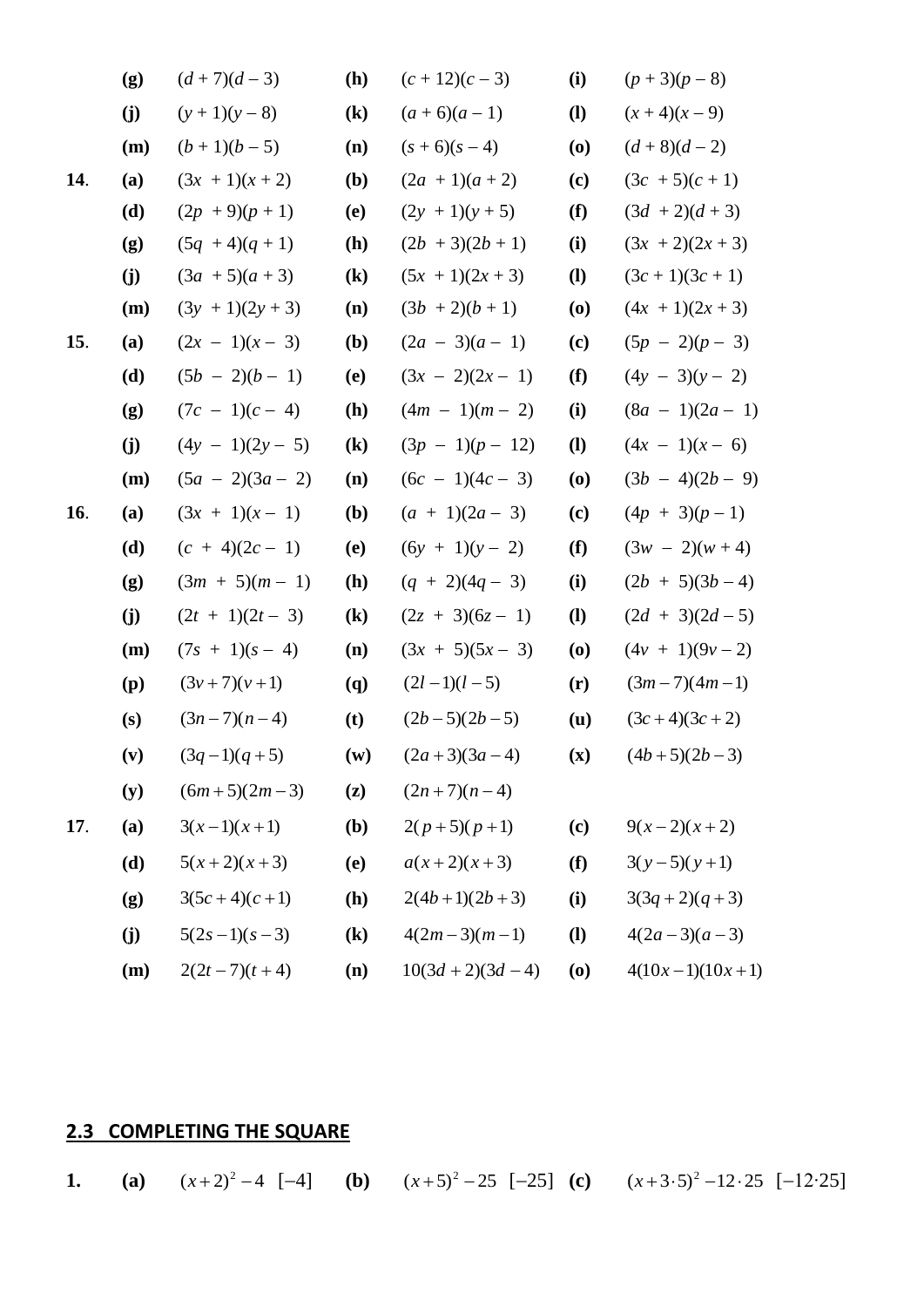| | | | | | | |
|---|---|---|---|---|---|---|
| | **(g)** | $(d + 7)(d - 3)$ | **(h)** | $(c + 12)(c - 3)$ | **(i)** | $(p + 3)(p - 8)$ |
| | **(j)** | $(y + 1)(y - 8)$ | **(k)** | $(a + 6)(a - 1)$ | **(l)** | $(x + 4)(x - 9)$ |
| | **(m)** | $(b + 1)(b - 5)$ | **(n)** | $(s + 6)(s - 4)$ | **(o)** | $(d + 8)(d - 2)$ |
| **14**. | **(a)** | $(3x + 1)(x + 2)$ | **(b)** | $(2a + 1)(a + 2)$ | **(c)** | $(3c + 5)(c + 1)$ |
| | **(d)** | $(2p + 9)(p + 1)$ | **(e)** | $(2y + 1)(y + 5)$ | **(f)** | $(3d + 2)(d + 3)$ |
| | **(g)** | $(5q + 4)(q + 1)$ | **(h)** | $(2b + 3)(2b + 1)$ | **(i)** | $(3x + 2)(2x + 3)$ |
| | **(j)** | $(3a + 5)(a + 3)$ | **(k)** | $(5x + 1)(2x + 3)$ | **(l)** | $(3c + 1)(3c + 1)$ |
| | **(m)** | $(3y + 1)(2y + 3)$ | **(n)** | $(3b + 2)(b + 1)$ | **(o)** | $(4x + 1)(2x + 3)$ |
| **15**. | **(a)** | $(2x - 1)(x - 3)$ | **(b)** | $(2a - 3)(a - 1)$ | **(c)** | $(5p - 2)(p - 3)$ |
| | **(d)** | $(5b - 2)(b - 1)$ | **(e)** | $(3x - 2)(2x - 1)$ | **(f)** | $(4y - 3)(y - 2)$ |
| | **(g)** | $(7c - 1)(c - 4)$ | **(h)** | $(4m - 1)(m - 2)$ | **(i)** | $(8a - 1)(2a - 1)$ |
| | **(j)** | $(4y - 1)(2y - 5)$ | **(k)** | $(3p - 1)(p - 12)$ | **(l)** | $(4x - 1)(x - 6)$ |
| | **(m)** | $(5a - 2)(3a - 2)$ | **(n)** | $(6c - 1)(4c - 3)$ | **(o)** | $(3b - 4)(2b - 9)$ |
| **16**. | **(a)** | $(3x + 1)(x - 1)$ | **(b)** | $(a + 1)(2a - 3)$ | **(c)** | $(4p + 3)(p - 1)$ |
| | **(d)** | $(c + 4)(2c - 1)$ | **(e)** | $(6y + 1)(y - 2)$ | **(f)** | $(3w - 2)(w + 4)$ |
| | **(g)** | $(3m + 5)(m - 1)$ | **(h)** | $(q + 2)(4q - 3)$ | **(i)** | $(2b + 5)(3b - 4)$ |
| | **(j)** | $(2t + 1)(2t - 3)$ | **(k)** | $(2z + 3)(6z - 1)$ | **(l)** | $(2d + 3)(2d - 5)$ |
| | **(m)** | $(7s + 1)(s - 4)$ | **(n)** | $(3x + 5)(5x - 3)$ | **(o)** | $(4v + 1)(9v - 2)$ |
| | **(p)** | $(3v + 7)(v + 1)$ | **(q)** | $(2l - 1)(l - 5)$ | **(r)** | $(3m - 7)(4m - 1)$ |
| | **(s)** | $(3n - 7)(n - 4)$ | **(t)** | $(2b - 5)(2b - 5)$ | **(u)** | $(3c + 4)(3c + 2)$ |
| | **(v)** | $(3q - 1)(q + 5)$ | **(w)** | $(2a + 3)(3a - 4)$ | **(x)** | $(4b + 5)(2b - 3)$ |
| | **(y)** | $(6m + 5)(2m - 3)$ | **(z)** | $(2n + 7)(n - 4)$ | | |
| **17**. | **(a)** | $3(x - 1)(x + 1)$ | **(b)** | $2(p + 5)(p + 1)$ | **(c)** | $9(x - 2)(x + 2)$ |
| | **(d)** | $5(x + 2)(x + 3)$ | **(e)** | $a(x + 2)(x + 3)$ | **(f)** | $3(y - 5)(y + 1)$ |
| | **(g)** | $3(5c + 4)(c + 1)$ | **(h)** | $2(4b + 1)(2b + 3)$ | **(i)** | $3(3q + 2)(q + 3)$ |
| | **(j)** | $5(2s - 1)(s - 3)$ | **(k)** | $4(2m - 3)(m - 1)$ | **(l)** | $4(2a - 3)(a - 3)$ |
| | **(m)** | $2(2t - 7)(t + 4)$ | **(n)** | $10(3d + 2)(3d - 4)$ | **(o)** | $4(10x - 1)(10x + 1)$ |

## 2.3 COMPLETING THE SQUARE

**1.** **(a)** $(x + 2)^2 - 4$ [$-4$] **(b)** $(x + 5)^2 - 25$ [$-25$] **(c)** $(x + 3\cdot5)^2 - 12\cdot25$ [$-12\cdot25$]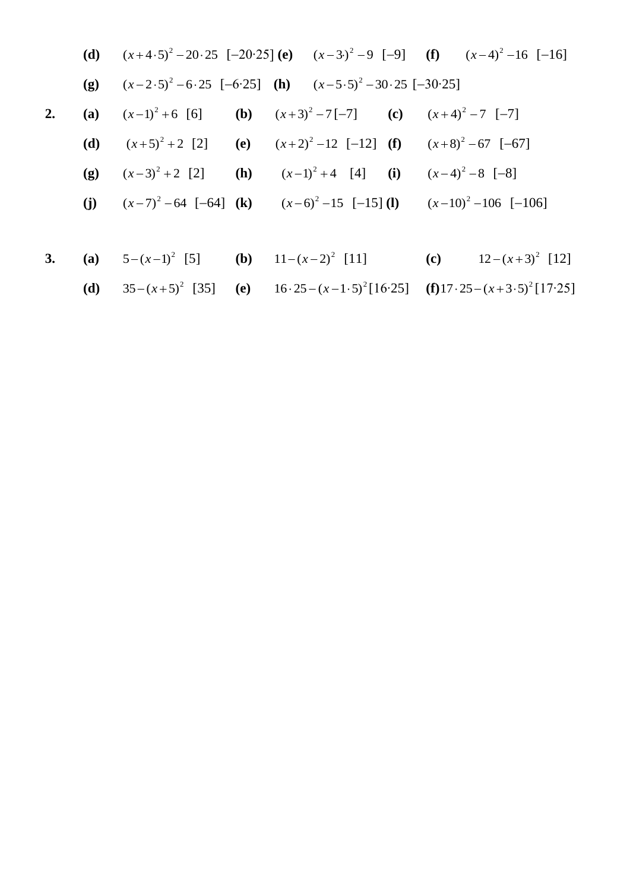**(d)** $(x+4\cdot5)^2-20\cdot25$ [$-20\cdot25$] **(e)** $(x-3\cdot)^2-9$ [$-9$] **(f)** $(x-4)^2-16$ [$-16$]

**(g)** $(x-2\cdot5)^2-6\cdot25$ [$-6\cdot25$] **(h)** $(x-5\cdot5)^2-30\cdot25$ [$-30\cdot25$]

**2.** **(a)** $(x-1)^2+6$ [6] **(b)** $(x+3)^2-7$ [$-7$] **(c)** $(x+4)^2-7$ [$-7$]

**(d)** $(x+5)^2+2$ [2] **(e)** $(x+2)^2-12$ [$-12$] **(f)** $(x+8)^2-67$ [$-67$]

**(g)** $(x-3)^2+2$ [2] **(h)** $(x-1)^2+4$ [4] **(i)** $(x-4)^2-8$ [$-8$]

**(j)** $(x-7)^2-64$ [$-64$] **(k)** $(x-6)^2-15$ [$-15$] **(l)** $(x-10)^2-106$ [$-106$]

**3.** **(a)** $5-(x-1)^2$ [5] **(b)** $11-(x-2)^2$ [11] **(c)** $12-(x+3)^2$ [12]

**(d)** $35-(x+5)^2$ [35] **(e)** $16\cdot25-(x-1\cdot5)^2$ [$16\cdot25$] **(f)** $17\cdot25-(x+3\cdot5)^2$ [$17\cdot25$]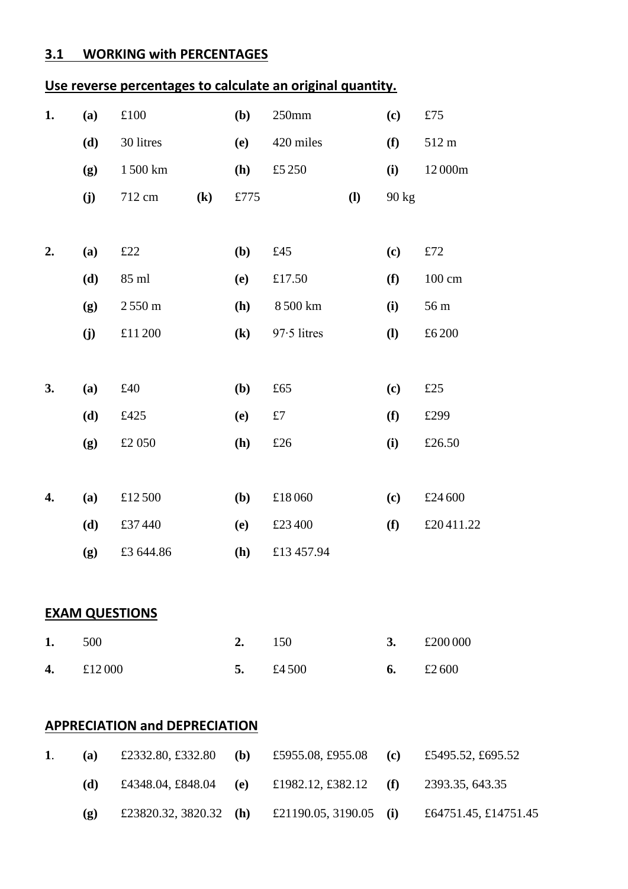## 3.1 WORKING with PERCENTAGES

## Use reverse percentages to calculate an original quantity.

| | | | | | | | | |
|---|---|---|---|---|---|---|---|---|
| **1.** | **(a)** | £100 | **(b)** | 250mm | **(c)** | £75 | | |
| | **(d)** | 30 litres | **(e)** | 420 miles | **(f)** | 512 m | | |
| | **(g)** | 1 500 km | **(h)** | £5 250 | **(i)** | 12 000m | | |
| | **(j)** | 712 cm | **(k)** | £775 | **(l)** | 90 kg | | |

| | | | | | | |
|---|---|---|---|---|---|---|
| **2.** | **(a)** | £22 | **(b)** | £45 | **(c)** | £72 |
| | **(d)** | 85 ml | **(e)** | £17.50 | **(f)** | 100 cm |
| | **(g)** | 2 550 m | **(h)** | 8 500 km | **(i)** | 56 m |
| | **(j)** | £11 200 | **(k)** | 97·5 litres | **(l)** | £6 200 |

| | | | | | | |
|---|---|---|---|---|---|---|
| **3.** | **(a)** | £40 | **(b)** | £65 | **(c)** | £25 |
| | **(d)** | £425 | **(e)** | £7 | **(f)** | £299 |
| | **(g)** | £2 050 | **(h)** | £26 | **(i)** | £26.50 |

| | | | | | | |
|---|---|---|---|---|---|---|
| **4.** | **(a)** | £12 500 | **(b)** | £18 060 | **(c)** | £24 600 |
| | **(d)** | £37 440 | **(e)** | £23 400 | **(f)** | £20 411.22 |
| | **(g)** | £3 644.86 | **(h)** | £13 457.94 | | |

## EXAM QUESTIONS

| | | | | | |
|---|---|---|---|---|---|
| **1.** | 500 | **2.** | 150 | **3.** | £200 000 |
| **4.** | £12 000 | **5.** | £4 500 | **6.** | £2 600 |

## APPRECIATION and DEPRECIATION

| | | | | | | |
|---|---|---|---|---|---|---|
| **1**. | **(a)** | £2332.80, £332.80 | **(b)** | £5955.08, £955.08 | **(c)** | £5495.52, £695.52 |
| | **(d)** | £4348.04, £848.04 | **(e)** | £1982.12, £382.12 | **(f)** | 2393.35, 643.35 |
| | **(g)** | £23820.32, 3820.32 | **(h)** | £21190.05, 3190.05 | **(i)** | £64751.45, £14751.45 |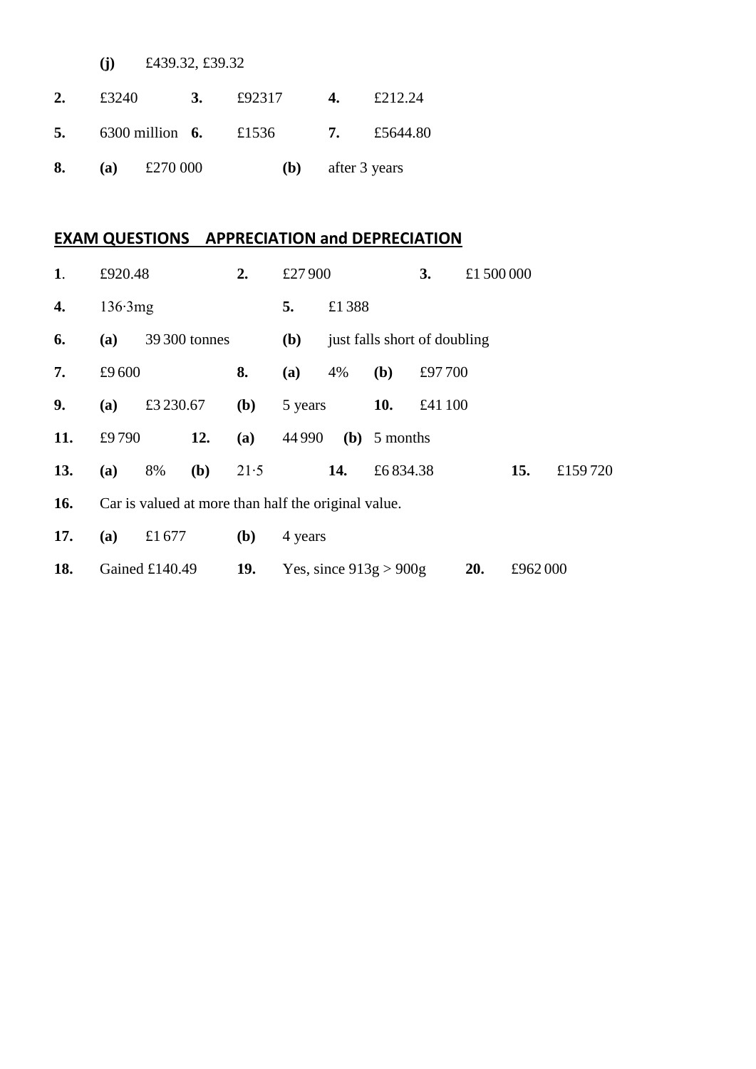**(j)** £439.32, £39.32

**2.** £3240 **3.** £92317 **4.** £212.24

**5.** 6300 million **6.** £1536 **7.** £5644.80

**8.** **(a)** £270 000 **(b)** after 3 years

## EXAM QUESTIONS APPRECIATION and DEPRECIATION

**1**. £920.48 **2.** £27 900 **3.** £1 500 000

**4.** 136·3mg **5.** £1 388

**6.** **(a)** 39 300 tonnes **(b)** just falls short of doubling

**7.** £9 600 **8.** **(a)** 4% **(b)** £97 700

**9.** **(a)** £3 230.67 **(b)** 5 years **10.** £41 100

**11.** £9 790 **12.** **(a)** 44 990 **(b)** 5 months

**13.** **(a)** 8% **(b)** 21·5 **14.** £6 834.38 **15.** £159 720

**16.** Car is valued at more than half the original value.

**17.** **(a)** £1 677 **(b)** 4 years

**18.** Gained £140.49 **19.** Yes, since 913g > 900g **20.** £962 000